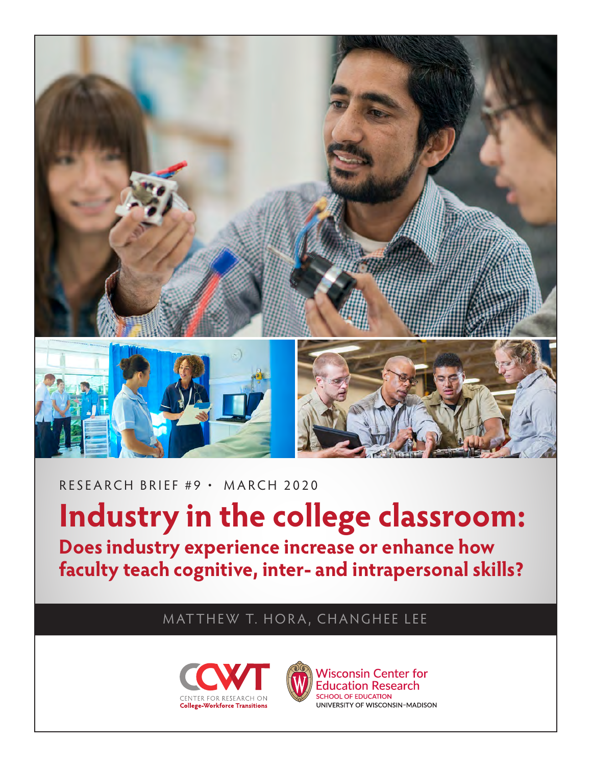RESEARCH BRIEF #9 • MARCH 2020

# Industry in the college classroom:

## Does industry experience increase or enhance how faculty teach cognitive, inter- and intrapersonal skills?

MATTHEW T. HORA, CHANGHEE LEE

CENTER FOR RESEARCH ON College-Workforce Transitions

Wisconsin Center for Education Research
SCHOOL OF EDUCATION
UNIVERSITY OF WISCONSIN–MADISON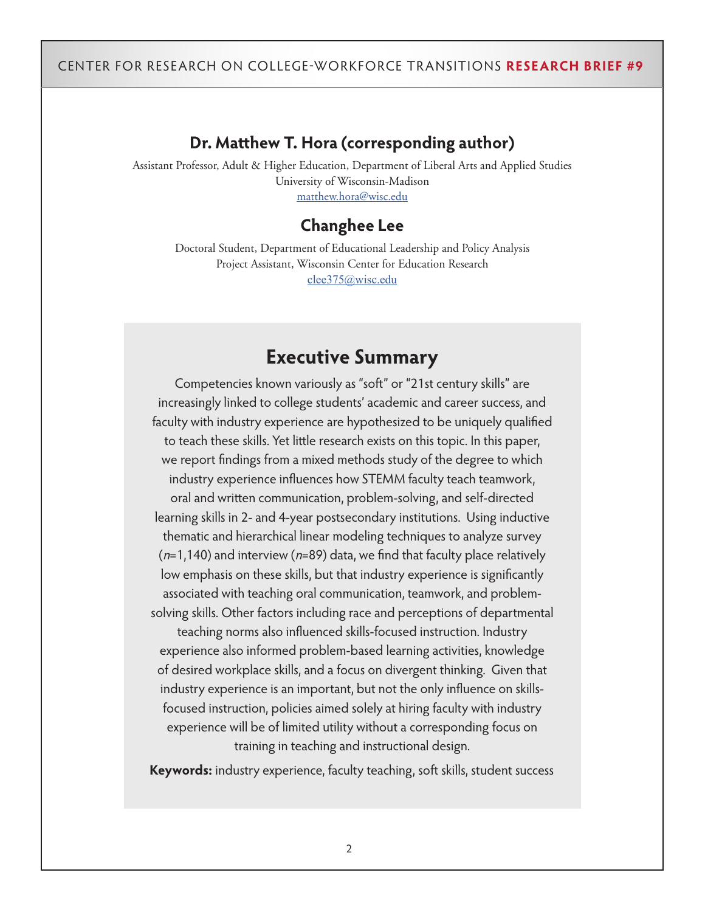**Dr. Matthew T. Hora (corresponding author)**

Assistant Professor, Adult & Higher Education, Department of Liberal Arts and Applied Studies
University of Wisconsin-Madison
matthew.hora@wisc.edu

**Changhee Lee**

Doctoral Student, Department of Educational Leadership and Policy Analysis
Project Assistant, Wisconsin Center for Education Research
clee375@wisc.edu

## Executive Summary

Competencies known variously as "soft" or "21st century skills" are increasingly linked to college students' academic and career success, and faculty with industry experience are hypothesized to be uniquely qualified to teach these skills. Yet little research exists on this topic. In this paper, we report findings from a mixed methods study of the degree to which industry experience influences how STEMM faculty teach teamwork, oral and written communication, problem-solving, and self-directed learning skills in 2- and 4-year postsecondary institutions. Using inductive thematic and hierarchical linear modeling techniques to analyze survey ($n$=1,140) and interview ($n$=89) data, we find that faculty place relatively low emphasis on these skills, but that industry experience is significantly associated with teaching oral communication, teamwork, and problem-solving skills. Other factors including race and perceptions of departmental teaching norms also influenced skills-focused instruction. Industry experience also informed problem-based learning activities, knowledge of desired workplace skills, and a focus on divergent thinking. Given that industry experience is an important, but not the only influence on skills-focused instruction, policies aimed solely at hiring faculty with industry experience will be of limited utility without a corresponding focus on training in teaching and instructional design.

**Keywords:** industry experience, faculty teaching, soft skills, student success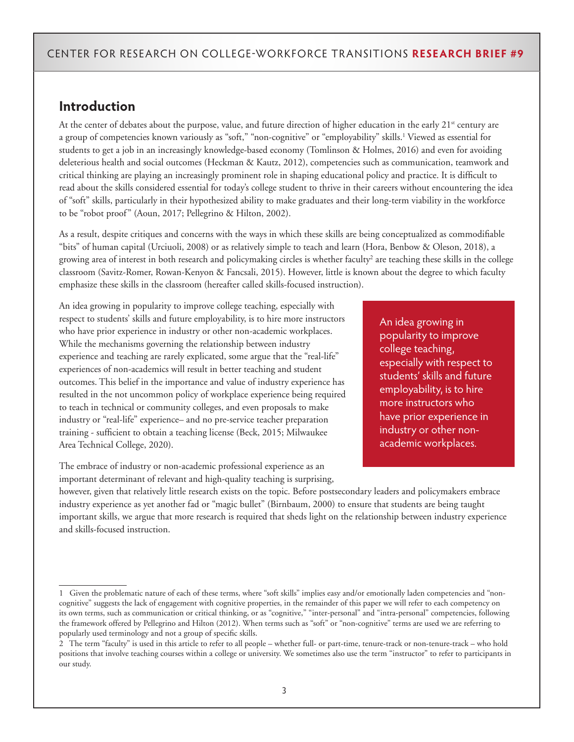## Introduction

At the center of debates about the purpose, value, and future direction of higher education in the early 21st century are a group of competencies known variously as "soft," "non-cognitive" or "employability" skills.[1] Viewed as essential for students to get a job in an increasingly knowledge-based economy (Tomlinson & Holmes, 2016) and even for avoiding deleterious health and social outcomes (Heckman & Kautz, 2012), competencies such as communication, teamwork and critical thinking are playing an increasingly prominent role in shaping educational policy and practice. It is difficult to read about the skills considered essential for today's college student to thrive in their careers without encountering the idea of "soft" skills, particularly in their hypothesized ability to make graduates and their long-term viability in the workforce to be "robot proof" (Aoun, 2017; Pellegrino & Hilton, 2002).

As a result, despite critiques and concerns with the ways in which these skills are being conceptualized as commodifiable "bits" of human capital (Urciuoli, 2008) or as relatively simple to teach and learn (Hora, Benbow & Oleson, 2018), a growing area of interest in both research and policymaking circles is whether faculty[2] are teaching these skills in the college classroom (Savitz-Romer, Rowan-Kenyon & Fancsali, 2015). However, little is known about the degree to which faculty emphasize these skills in the classroom (hereafter called skills-focused instruction).

An idea growing in popularity to improve college teaching, especially with respect to students' skills and future employability, is to hire more instructors who have prior experience in industry or other non-academic workplaces. While the mechanisms governing the relationship between industry experience and teaching are rarely explicated, some argue that the "real-life" experiences of non-academics will result in better teaching and student outcomes. This belief in the importance and value of industry experience has resulted in the not uncommon policy of workplace experience being required to teach in technical or community colleges, and even proposals to make industry or "real-life" experience– and no pre-service teacher preparation training - sufficient to obtain a teaching license (Beck, 2015; Milwaukee Area Technical College, 2020).

> An idea growing in popularity to improve college teaching, especially with respect to students' skills and future employability, is to hire more instructors who have prior experience in industry or other non-academic workplaces.

The embrace of industry or non-academic professional experience as an important determinant of relevant and high-quality teaching is surprising, however, given that relatively little research exists on the topic. Before postsecondary leaders and policymakers embrace industry experience as yet another fad or "magic bullet" (Birnbaum, 2000) to ensure that students are being taught important skills, we argue that more research is required that sheds light on the relationship between industry experience and skills-focused instruction.

---

1 Given the problematic nature of each of these terms, where "soft skills" implies easy and/or emotionally laden competencies and "non-cognitive" suggests the lack of engagement with cognitive properties, in the remainder of this paper we will refer to each competency on its own terms, such as communication or critical thinking, or as "cognitive," "inter-personal" and "intra-personal" competencies, following the framework offered by Pellegrino and Hilton (2012). When terms such as "soft" or "non-cognitive" terms are used we are referring to popularly used terminology and not a group of specific skills.

2 The term "faculty" is used in this article to refer to all people – whether full- or part-time, tenure-track or non-tenure-track – who hold positions that involve teaching courses within a college or university. We sometimes also use the term "instructor" to refer to participants in our study.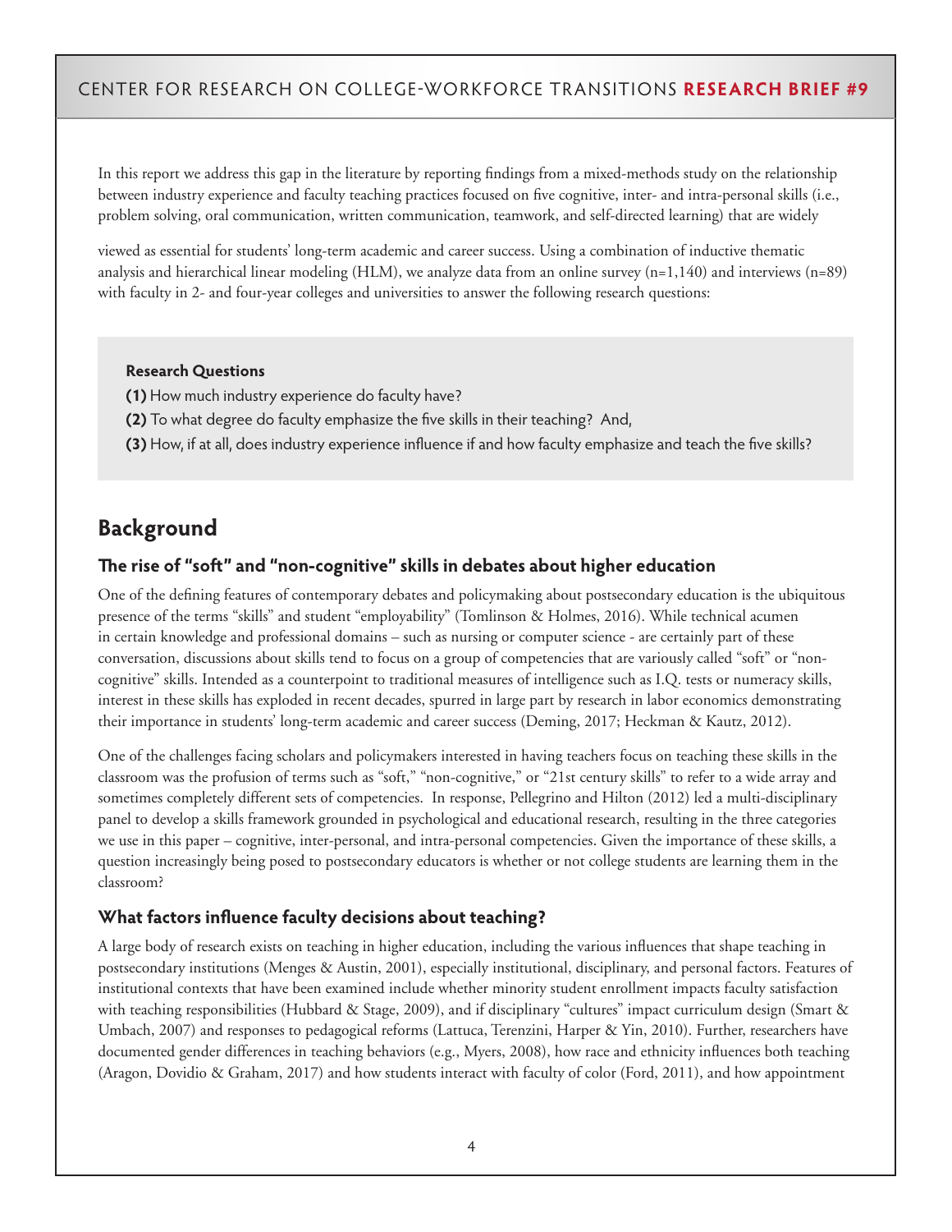In this report we address this gap in the literature by reporting findings from a mixed-methods study on the relationship between industry experience and faculty teaching practices focused on five cognitive, inter- and intra-personal skills (i.e., problem solving, oral communication, written communication, teamwork, and self-directed learning) that are widely viewed as essential for students' long-term academic and career success. Using a combination of inductive thematic analysis and hierarchical linear modeling (HLM), we analyze data from an online survey (n=1,140) and interviews (n=89) with faculty in 2- and four-year colleges and universities to answer the following research questions:

**Research Questions**

**(1)** How much industry experience do faculty have?

**(2)** To what degree do faculty emphasize the five skills in their teaching? And,

**(3)** How, if at all, does industry experience influence if and how faculty emphasize and teach the five skills?

## Background

### The rise of "soft" and "non-cognitive" skills in debates about higher education

One of the defining features of contemporary debates and policymaking about postsecondary education is the ubiquitous presence of the terms "skills" and student "employability" (Tomlinson & Holmes, 2016). While technical acumen in certain knowledge and professional domains – such as nursing or computer science - are certainly part of these conversation, discussions about skills tend to focus on a group of competencies that are variously called "soft" or "non-cognitive" skills. Intended as a counterpoint to traditional measures of intelligence such as I.Q. tests or numeracy skills, interest in these skills has exploded in recent decades, spurred in large part by research in labor economics demonstrating their importance in students' long-term academic and career success (Deming, 2017; Heckman & Kautz, 2012).

One of the challenges facing scholars and policymakers interested in having teachers focus on teaching these skills in the classroom was the profusion of terms such as "soft," "non-cognitive," or "21st century skills" to refer to a wide array and sometimes completely different sets of competencies. In response, Pellegrino and Hilton (2012) led a multi-disciplinary panel to develop a skills framework grounded in psychological and educational research, resulting in the three categories we use in this paper – cognitive, inter-personal, and intra-personal competencies. Given the importance of these skills, a question increasingly being posed to postsecondary educators is whether or not college students are learning them in the classroom?

### What factors influence faculty decisions about teaching?

A large body of research exists on teaching in higher education, including the various influences that shape teaching in postsecondary institutions (Menges & Austin, 2001), especially institutional, disciplinary, and personal factors. Features of institutional contexts that have been examined include whether minority student enrollment impacts faculty satisfaction with teaching responsibilities (Hubbard & Stage, 2009), and if disciplinary "cultures" impact curriculum design (Smart & Umbach, 2007) and responses to pedagogical reforms (Lattuca, Terenzini, Harper & Yin, 2010). Further, researchers have documented gender differences in teaching behaviors (e.g., Myers, 2008), how race and ethnicity influences both teaching (Aragon, Dovidio & Graham, 2017) and how students interact with faculty of color (Ford, 2011), and how appointment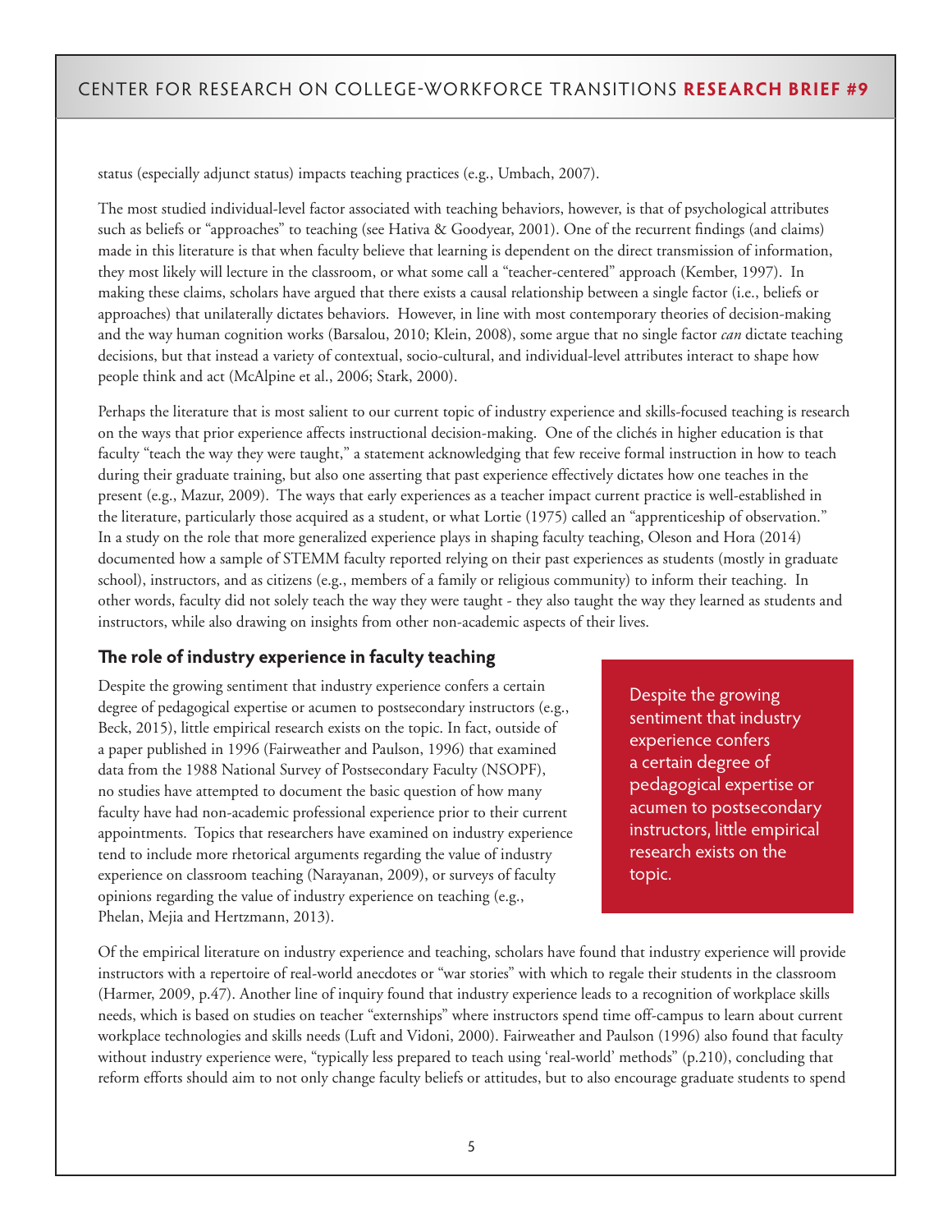status (especially adjunct status) impacts teaching practices (e.g., Umbach, 2007).

The most studied individual-level factor associated with teaching behaviors, however, is that of psychological attributes such as beliefs or "approaches" to teaching (see Hativa & Goodyear, 2001). One of the recurrent findings (and claims) made in this literature is that when faculty believe that learning is dependent on the direct transmission of information, they most likely will lecture in the classroom, or what some call a "teacher-centered" approach (Kember, 1997). In making these claims, scholars have argued that there exists a causal relationship between a single factor (i.e., beliefs or approaches) that unilaterally dictates behaviors. However, in line with most contemporary theories of decision-making and the way human cognition works (Barsalou, 2010; Klein, 2008), some argue that no single factor *can* dictate teaching decisions, but that instead a variety of contextual, socio-cultural, and individual-level attributes interact to shape how people think and act (McAlpine et al., 2006; Stark, 2000).

Perhaps the literature that is most salient to our current topic of industry experience and skills-focused teaching is research on the ways that prior experience affects instructional decision-making. One of the clichés in higher education is that faculty "teach the way they were taught," a statement acknowledging that few receive formal instruction in how to teach during their graduate training, but also one asserting that past experience effectively dictates how one teaches in the present (e.g., Mazur, 2009). The ways that early experiences as a teacher impact current practice is well-established in the literature, particularly those acquired as a student, or what Lortie (1975) called an "apprenticeship of observation." In a study on the role that more generalized experience plays in shaping faculty teaching, Oleson and Hora (2014) documented how a sample of STEMM faculty reported relying on their past experiences as students (mostly in graduate school), instructors, and as citizens (e.g., members of a family or religious community) to inform their teaching. In other words, faculty did not solely teach the way they were taught - they also taught the way they learned as students and instructors, while also drawing on insights from other non-academic aspects of their lives.

### The role of industry experience in faculty teaching

Despite the growing sentiment that industry experience confers a certain degree of pedagogical expertise or acumen to postsecondary instructors (e.g., Beck, 2015), little empirical research exists on the topic. In fact, outside of a paper published in 1996 (Fairweather and Paulson, 1996) that examined data from the 1988 National Survey of Postsecondary Faculty (NSOPF), no studies have attempted to document the basic question of how many faculty have had non-academic professional experience prior to their current appointments. Topics that researchers have examined on industry experience tend to include more rhetorical arguments regarding the value of industry experience on classroom teaching (Narayanan, 2009), or surveys of faculty opinions regarding the value of industry experience on teaching (e.g., Phelan, Mejia and Hertzmann, 2013).

> Despite the growing sentiment that industry experience confers a certain degree of pedagogical expertise or acumen to postsecondary instructors, little empirical research exists on the topic.

Of the empirical literature on industry experience and teaching, scholars have found that industry experience will provide instructors with a repertoire of real-world anecdotes or "war stories" with which to regale their students in the classroom (Harmer, 2009, p.47). Another line of inquiry found that industry experience leads to a recognition of workplace skills needs, which is based on studies on teacher "externships" where instructors spend time off-campus to learn about current workplace technologies and skills needs (Luft and Vidoni, 2000). Fairweather and Paulson (1996) also found that faculty without industry experience were, "typically less prepared to teach using 'real-world' methods" (p.210), concluding that reform efforts should aim to not only change faculty beliefs or attitudes, but to also encourage graduate students to spend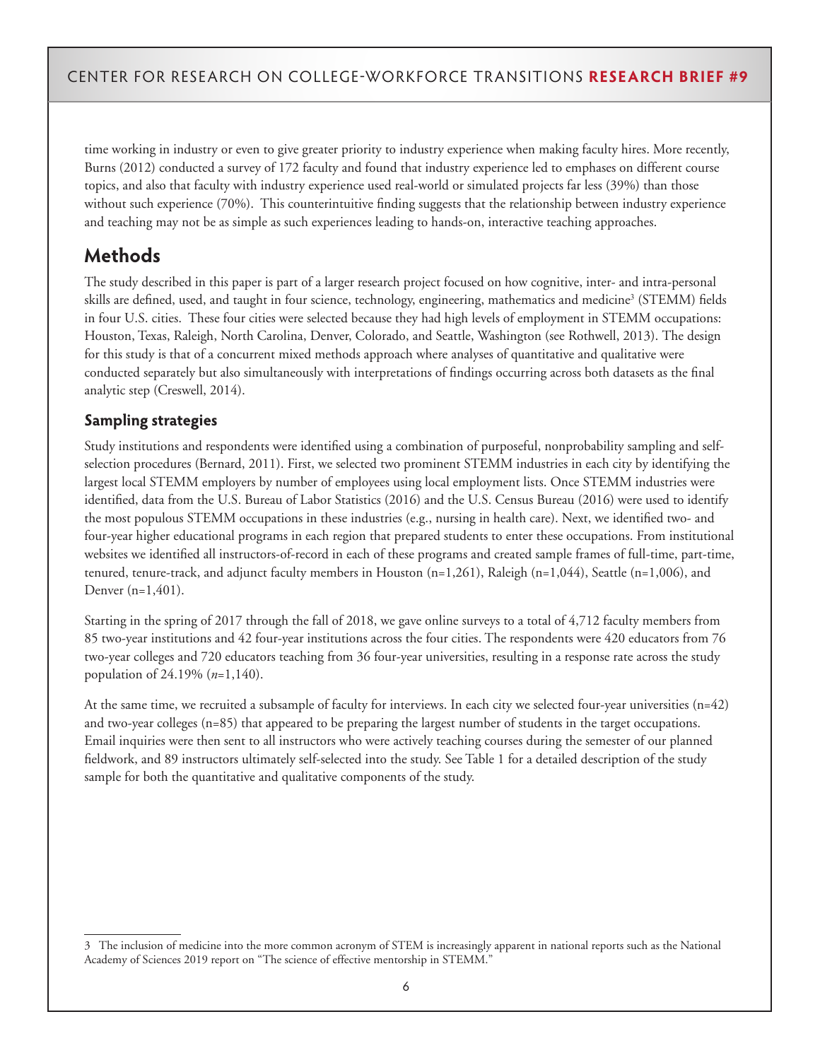time working in industry or even to give greater priority to industry experience when making faculty hires. More recently, Burns (2012) conducted a survey of 172 faculty and found that industry experience led to emphases on different course topics, and also that faculty with industry experience used real-world or simulated projects far less (39%) than those without such experience (70%). This counterintuitive finding suggests that the relationship between industry experience and teaching may not be as simple as such experiences leading to hands-on, interactive teaching approaches.

## Methods

The study described in this paper is part of a larger research project focused on how cognitive, inter- and intra-personal skills are defined, used, and taught in four science, technology, engineering, mathematics and medicine[3] (STEMM) fields in four U.S. cities. These four cities were selected because they had high levels of employment in STEMM occupations: Houston, Texas, Raleigh, North Carolina, Denver, Colorado, and Seattle, Washington (see Rothwell, 2013). The design for this study is that of a concurrent mixed methods approach where analyses of quantitative and qualitative were conducted separately but also simultaneously with interpretations of findings occurring across both datasets as the final analytic step (Creswell, 2014).

### Sampling strategies

Study institutions and respondents were identified using a combination of purposeful, nonprobability sampling and self-selection procedures (Bernard, 2011). First, we selected two prominent STEMM industries in each city by identifying the largest local STEMM employers by number of employees using local employment lists. Once STEMM industries were identified, data from the U.S. Bureau of Labor Statistics (2016) and the U.S. Census Bureau (2016) were used to identify the most populous STEMM occupations in these industries (e.g., nursing in health care). Next, we identified two- and four-year higher educational programs in each region that prepared students to enter these occupations. From institutional websites we identified all instructors-of-record in each of these programs and created sample frames of full-time, part-time, tenured, tenure-track, and adjunct faculty members in Houston (n=1,261), Raleigh (n=1,044), Seattle (n=1,006), and Denver (n=1,401).

Starting in the spring of 2017 through the fall of 2018, we gave online surveys to a total of 4,712 faculty members from 85 two-year institutions and 42 four-year institutions across the four cities. The respondents were 420 educators from 76 two-year colleges and 720 educators teaching from 36 four-year universities, resulting in a response rate across the study population of 24.19% (*n*=1,140).

At the same time, we recruited a subsample of faculty for interviews. In each city we selected four-year universities (n=42) and two-year colleges (n=85) that appeared to be preparing the largest number of students in the target occupations. Email inquiries were then sent to all instructors who were actively teaching courses during the semester of our planned fieldwork, and 89 instructors ultimately self-selected into the study. See Table 1 for a detailed description of the study sample for both the quantitative and qualitative components of the study.

---

[3] The inclusion of medicine into the more common acronym of STEM is increasingly apparent in national reports such as the National Academy of Sciences 2019 report on "The science of effective mentorship in STEMM."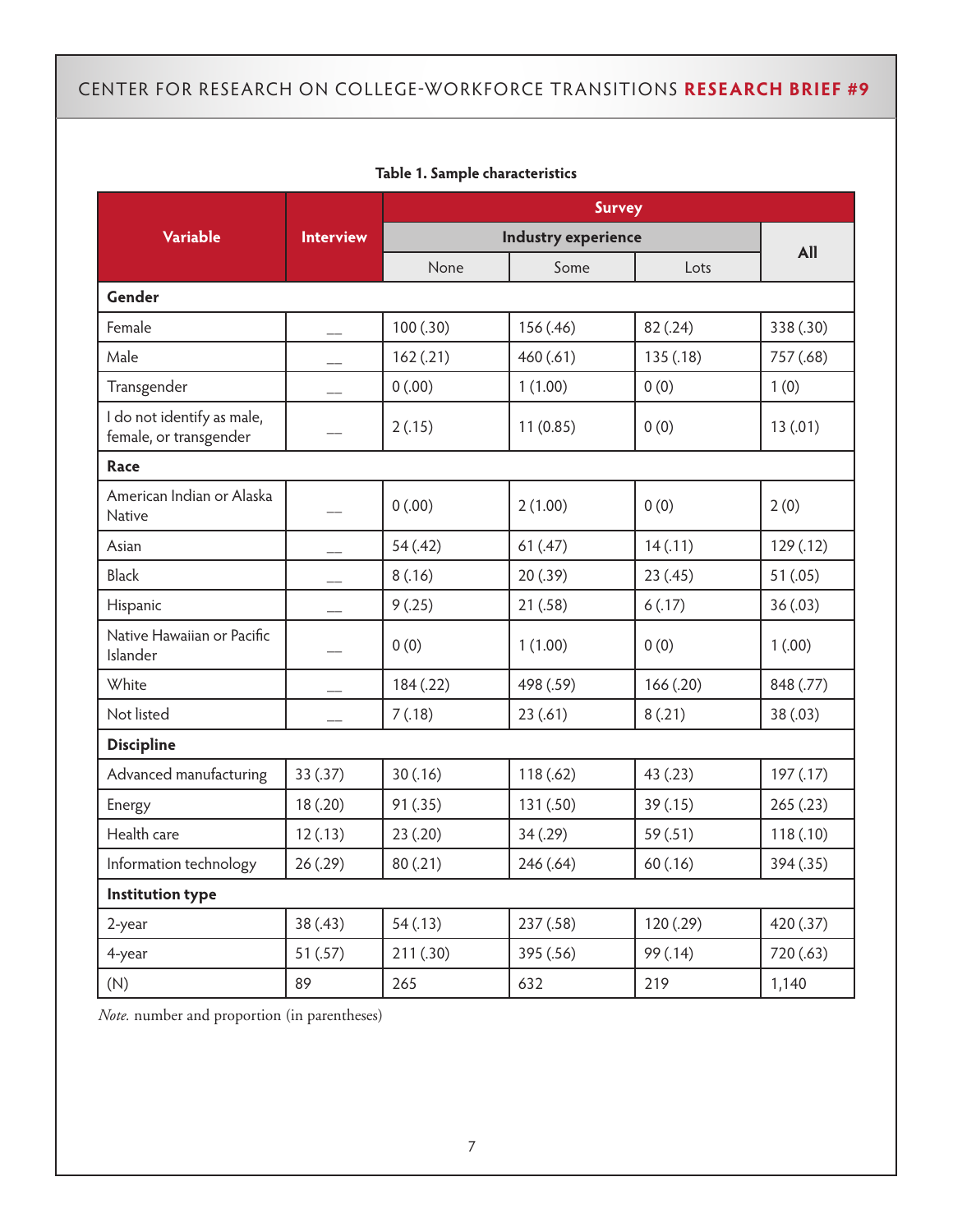**Table 1. Sample characteristics**

| Variable | Interview | Survey | | | |
|---|---|---|---|---|---|
| | | Industry experience | | | All |
| | | None | Some | Lots | |
| **Gender** | | | | | |
| Female | __ | 100 (.30) | 156 (.46) | 82 (.24) | 338 (.30) |
| Male | __ | 162 (.21) | 460 (.61) | 135 (.18) | 757 (.68) |
| Transgender | __ | 0 (.00) | 1 (1.00) | 0 (0) | 1 (0) |
| I do not identify as male, female, or transgender | __ | 2 (.15) | 11 (0.85) | 0 (0) | 13 (.01) |
| **Race** | | | | | |
| American Indian or Alaska Native | __ | 0 (.00) | 2 (1.00) | 0 (0) | 2 (0) |
| Asian | __ | 54 (.42) | 61 (.47) | 14 (.11) | 129 (.12) |
| Black | __ | 8 (.16) | 20 (.39) | 23 (.45) | 51 (.05) |
| Hispanic | __ | 9 (.25) | 21 (.58) | 6 (.17) | 36 (.03) |
| Native Hawaiian or Pacific Islander | __ | 0 (0) | 1 (1.00) | 0 (0) | 1 (.00) |
| White | __ | 184 (.22) | 498 (.59) | 166 (.20) | 848 (.77) |
| Not listed | __ | 7 (.18) | 23 (.61) | 8 (.21) | 38 (.03) |
| **Discipline** | | | | | |
| Advanced manufacturing | 33 (.37) | 30 (.16) | 118 (.62) | 43 (.23) | 197 (.17) |
| Energy | 18 (.20) | 91 (.35) | 131 (.50) | 39 (.15) | 265 (.23) |
| Health care | 12 (.13) | 23 (.20) | 34 (.29) | 59 (.51) | 118 (.10) |
| Information technology | 26 (.29) | 80 (.21) | 246 (.64) | 60 (.16) | 394 (.35) |
| **Institution type** | | | | | |
| 2-year | 38 (.43) | 54 (.13) | 237 (.58) | 120 (.29) | 420 (.37) |
| 4-year | 51 (.57) | 211 (.30) | 395 (.56) | 99 (.14) | 720 (.63) |
| (N) | 89 | 265 | 632 | 219 | 1,140 |

*Note.* number and proportion (in parentheses)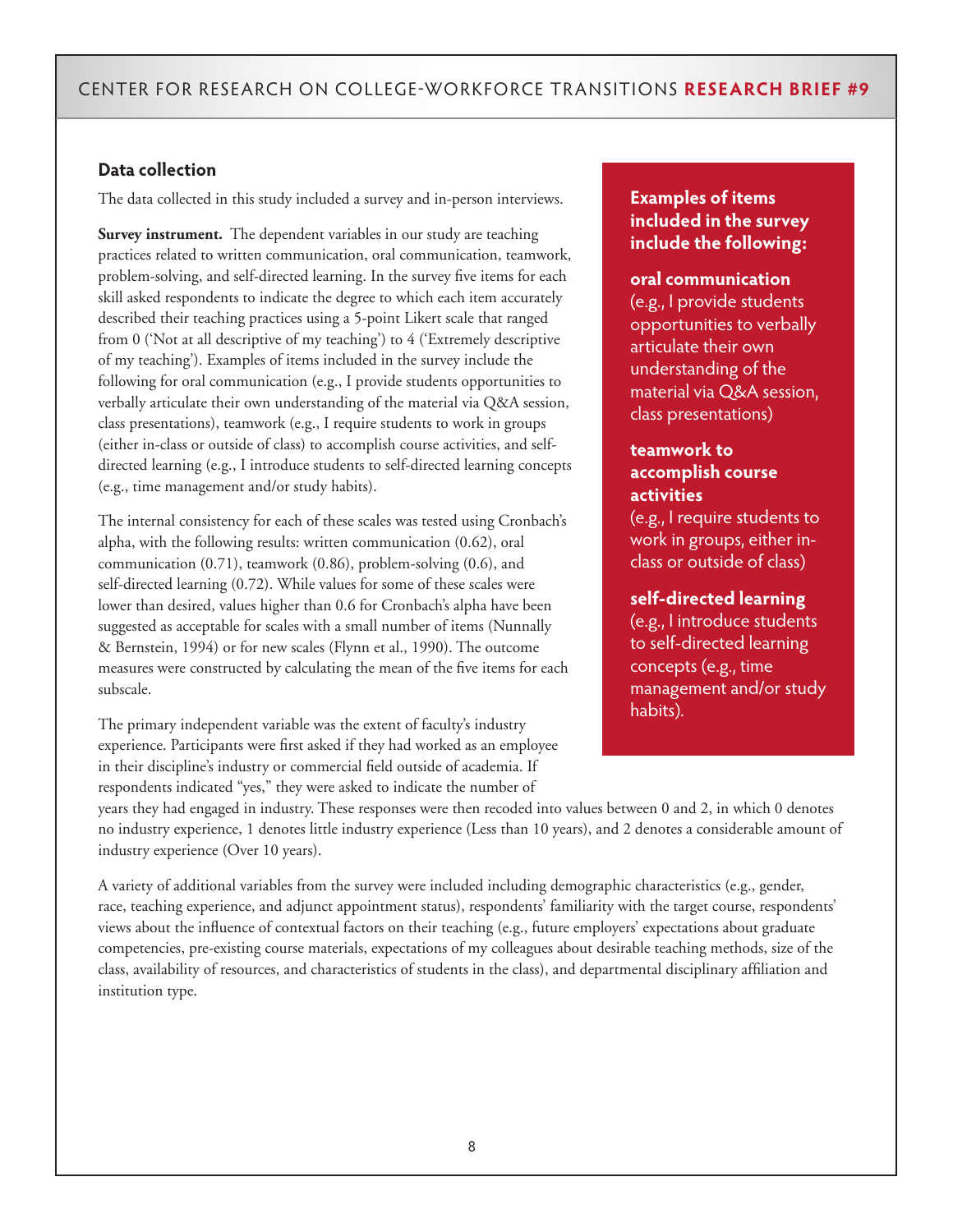## Data collection

The data collected in this study included a survey and in-person interviews.

**Survey instrument.** The dependent variables in our study are teaching practices related to written communication, oral communication, teamwork, problem-solving, and self-directed learning. In the survey five items for each skill asked respondents to indicate the degree to which each item accurately described their teaching practices using a 5-point Likert scale that ranged from 0 ('Not at all descriptive of my teaching') to 4 ('Extremely descriptive of my teaching'). Examples of items included in the survey include the following for oral communication (e.g., I provide students opportunities to verbally articulate their own understanding of the material via Q&A session, class presentations), teamwork (e.g., I require students to work in groups (either in-class or outside of class) to accomplish course activities, and self-directed learning (e.g., I introduce students to self-directed learning concepts (e.g., time management and/or study habits).

The internal consistency for each of these scales was tested using Cronbach's alpha, with the following results: written communication (0.62), oral communication (0.71), teamwork (0.86), problem-solving (0.6), and self-directed learning (0.72). While values for some of these scales were lower than desired, values higher than 0.6 for Cronbach's alpha have been suggested as acceptable for scales with a small number of items (Nunnally & Bernstein, 1994) or for new scales (Flynn et al., 1990). The outcome measures were constructed by calculating the mean of the five items for each subscale.

The primary independent variable was the extent of faculty's industry experience. Participants were first asked if they had worked as an employee in their discipline's industry or commercial field outside of academia. If respondents indicated "yes," they were asked to indicate the number of years they had engaged in industry. These responses were then recoded into values between 0 and 2, in which 0 denotes no industry experience, 1 denotes little industry experience (Less than 10 years), and 2 denotes a considerable amount of industry experience (Over 10 years).

A variety of additional variables from the survey were included including demographic characteristics (e.g., gender, race, teaching experience, and adjunct appointment status), respondents' familiarity with the target course, respondents' views about the influence of contextual factors on their teaching (e.g., future employers' expectations about graduate competencies, pre-existing course materials, expectations of my colleagues about desirable teaching methods, size of the class, availability of resources, and characteristics of students in the class), and departmental disciplinary affiliation and institution type.

**Examples of items included in the survey include the following:**

**oral communication**
(e.g., I provide students opportunities to verbally articulate their own understanding of the material via Q&A session, class presentations)

**teamwork to accomplish course activities**
(e.g., I require students to work in groups, either in-class or outside of class)

**self-directed learning**
(e.g., I introduce students to self-directed learning concepts (e.g., time management and/or study habits).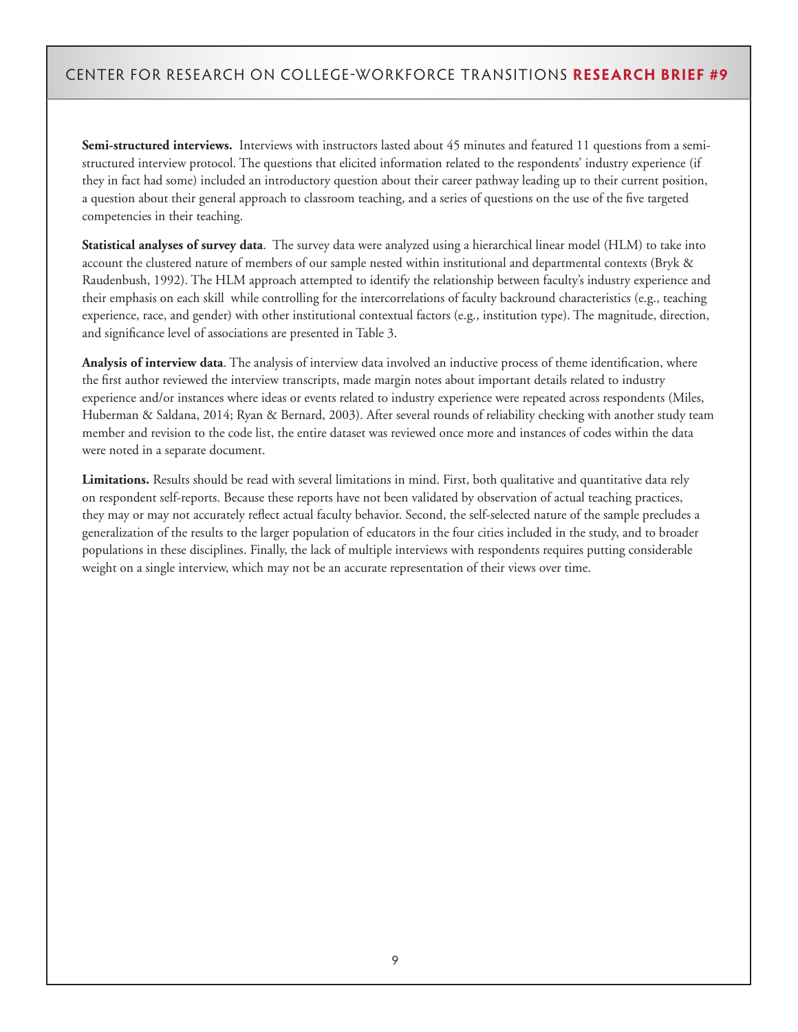**Semi-structured interviews.** Interviews with instructors lasted about 45 minutes and featured 11 questions from a semi-structured interview protocol. The questions that elicited information related to the respondents' industry experience (if they in fact had some) included an introductory question about their career pathway leading up to their current position, a question about their general approach to classroom teaching, and a series of questions on the use of the five targeted competencies in their teaching.

**Statistical analyses of survey data**. The survey data were analyzed using a hierarchical linear model (HLM) to take into account the clustered nature of members of our sample nested within institutional and departmental contexts (Bryk & Raudenbush, 1992). The HLM approach attempted to identify the relationship between faculty's industry experience and their emphasis on each skill while controlling for the intercorrelations of faculty backround characteristics (e.g., teaching experience, race, and gender) with other institutional contextual factors (e.g., institution type). The magnitude, direction, and significance level of associations are presented in Table 3.

**Analysis of interview data**. The analysis of interview data involved an inductive process of theme identification, where the first author reviewed the interview transcripts, made margin notes about important details related to industry experience and/or instances where ideas or events related to industry experience were repeated across respondents (Miles, Huberman & Saldana, 2014; Ryan & Bernard, 2003). After several rounds of reliability checking with another study team member and revision to the code list, the entire dataset was reviewed once more and instances of codes within the data were noted in a separate document.

**Limitations.** Results should be read with several limitations in mind. First, both qualitative and quantitative data rely on respondent self-reports. Because these reports have not been validated by observation of actual teaching practices, they may or may not accurately reflect actual faculty behavior. Second, the self-selected nature of the sample precludes a generalization of the results to the larger population of educators in the four cities included in the study, and to broader populations in these disciplines. Finally, the lack of multiple interviews with respondents requires putting considerable weight on a single interview, which may not be an accurate representation of their views over time.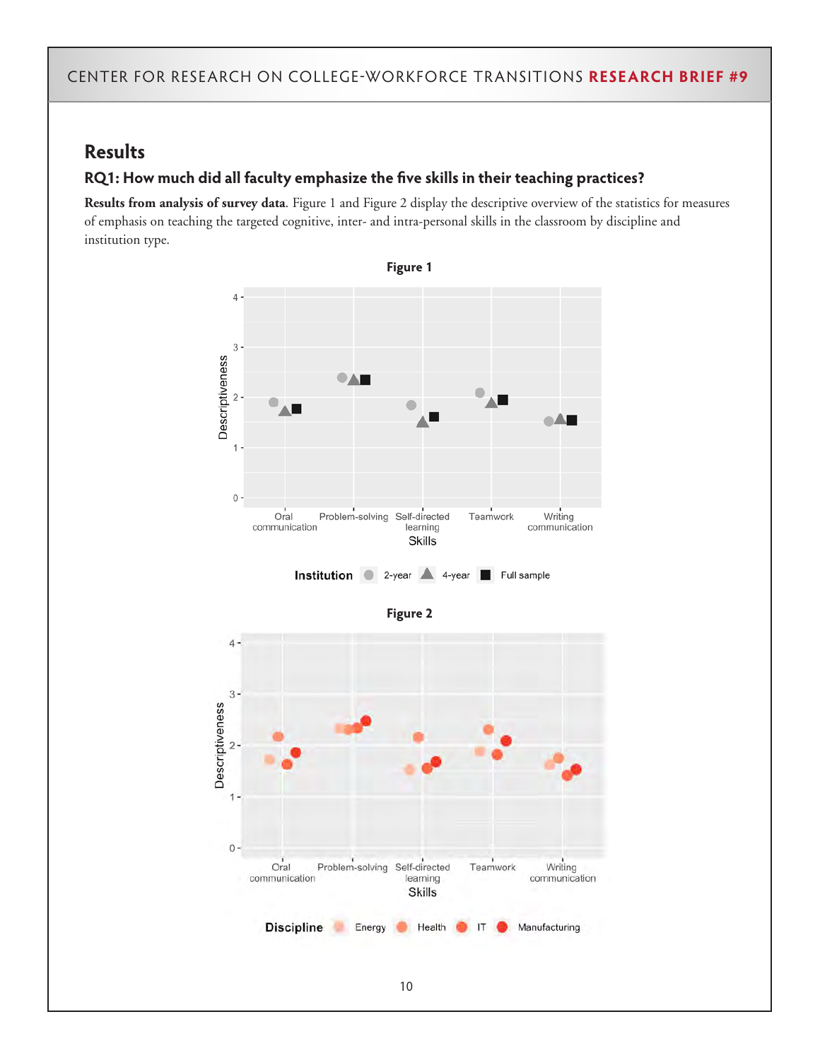## Results

### RQ1: How much did all faculty emphasize the five skills in their teaching practices?

**Results from analysis of survey data**. Figure 1 and Figure 2 display the descriptive overview of the statistics for measures of emphasis on teaching the targeted cognitive, inter- and intra-personal skills in the classroom by discipline and institution type.

**Figure 1**

**Figure 2**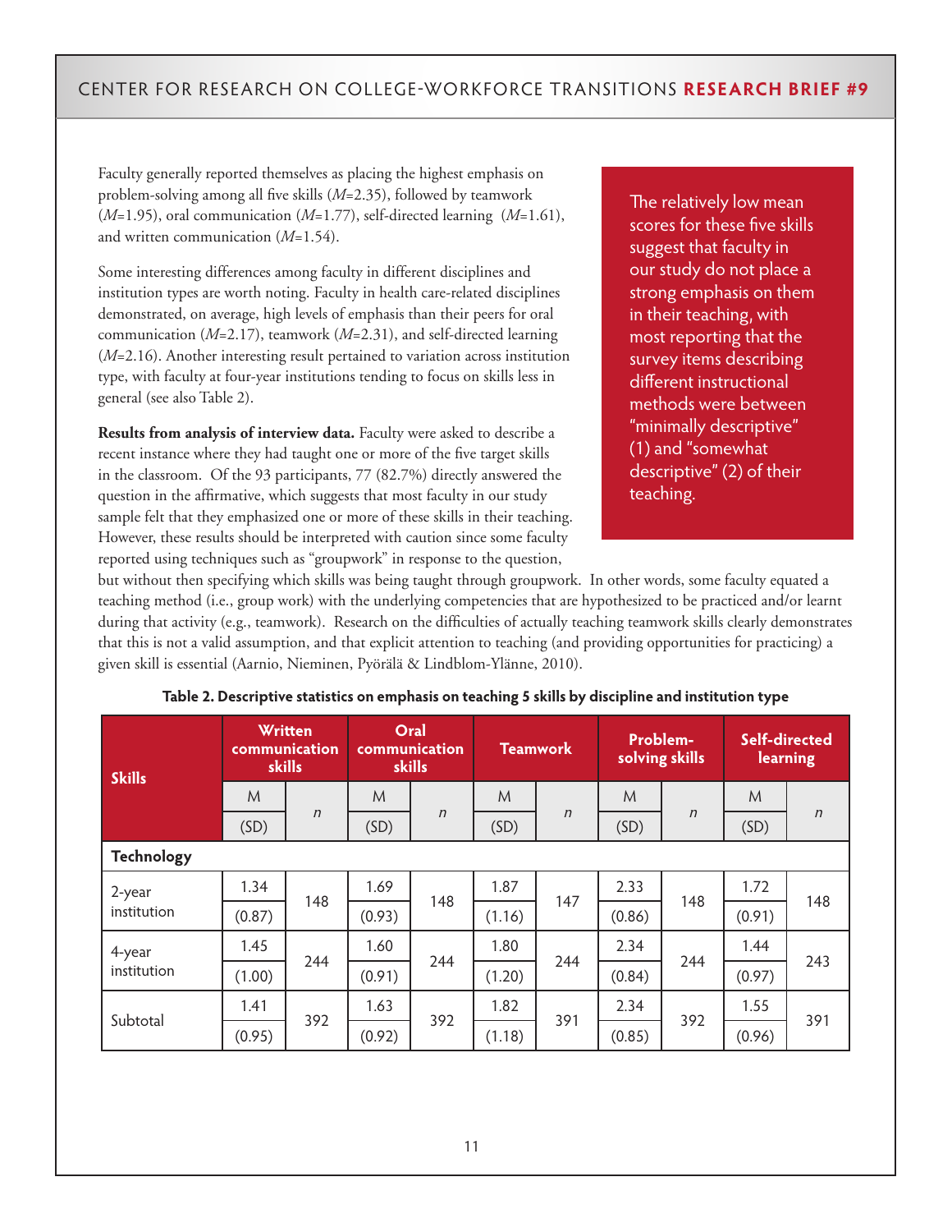Faculty generally reported themselves as placing the highest emphasis on problem-solving among all five skills (*M*=2.35), followed by teamwork (*M*=1.95), oral communication (*M*=1.77), self-directed learning (*M*=1.61), and written communication (*M*=1.54).

Some interesting differences among faculty in different disciplines and institution types are worth noting. Faculty in health care-related disciplines demonstrated, on average, high levels of emphasis than their peers for oral communication (*M*=2.17), teamwork (*M*=2.31), and self-directed learning (*M*=2.16). Another interesting result pertained to variation across institution type, with faculty at four-year institutions tending to focus on skills less in general (see also Table 2).

> The relatively low mean scores for these five skills suggest that faculty in our study do not place a strong emphasis on them in their teaching, with most reporting that the survey items describing different instructional methods were between "minimally descriptive" (1) and "somewhat descriptive" (2) of their teaching.

**Results from analysis of interview data.** Faculty were asked to describe a recent instance where they had taught one or more of the five target skills in the classroom. Of the 93 participants, 77 (82.7%) directly answered the question in the affirmative, which suggests that most faculty in our study sample felt that they emphasized one or more of these skills in their teaching. However, these results should be interpreted with caution since some faculty reported using techniques such as "groupwork" in response to the question, but without then specifying which skills was being taught through groupwork. In other words, some faculty equated a teaching method (i.e., group work) with the underlying competencies that are hypothesized to be practiced and/or learnt during that activity (e.g., teamwork). Research on the difficulties of actually teaching teamwork skills clearly demonstrates that this is not a valid assumption, and that explicit attention to teaching (and providing opportunities for practicing) a given skill is essential (Aarnio, Nieminen, Pyörälä & Lindblom-Ylänne, 2010).

**Table 2. Descriptive statistics on emphasis on teaching 5 skills by discipline and institution type**

| Skills | Written communication skills | | Oral communication skills | | Teamwork | | Problem-solving skills | | Self-directed learning | |
|---|---|---|---|---|---|---|---|---|---|---|
| | M (SD) | *n* | M (SD) | *n* | M (SD) | *n* | M (SD) | *n* | M (SD) | *n* |
| **Technology** | | | | | | | | | | |
| 2-year institution | 1.34 (0.87) | 148 | 1.69 (0.93) | 148 | 1.87 (1.16) | 147 | 2.33 (0.86) | 148 | 1.72 (0.91) | 148 |
| 4-year institution | 1.45 (1.00) | 244 | 1.60 (0.91) | 244 | 1.80 (1.20) | 244 | 2.34 (0.84) | 244 | 1.44 (0.97) | 243 |
| Subtotal | 1.41 (0.95) | 392 | 1.63 (0.92) | 392 | 1.82 (1.18) | 391 | 2.34 (0.85) | 392 | 1.55 (0.96) | 391 |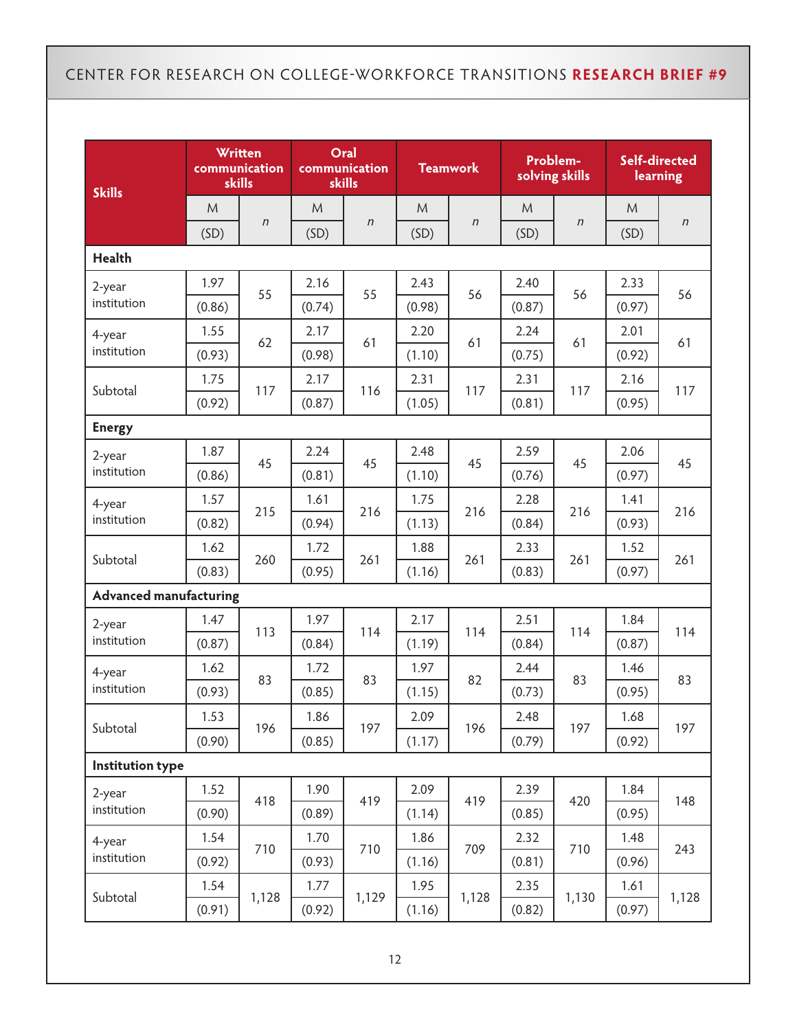| Skills | Written communication skills | | Oral communication skills | | Teamwork | | Problem-solving skills | | Self-directed learning | |
|---|---|---|---|---|---|---|---|---|---|---|
| | M (SD) | *n* | M (SD) | *n* | M (SD) | *n* | M (SD) | *n* | M (SD) | *n* |
| **Health** | | | | | | | | | | |
| 2-year institution | 1.97 (0.86) | 55 | 2.16 (0.74) | 55 | 2.43 (0.98) | 56 | 2.40 (0.87) | 56 | 2.33 (0.97) | 56 |
| 4-year institution | 1.55 (0.93) | 62 | 2.17 (0.98) | 61 | 2.20 (1.10) | 61 | 2.24 (0.75) | 61 | 2.01 (0.92) | 61 |
| Subtotal | 1.75 (0.92) | 117 | 2.17 (0.87) | 116 | 2.31 (1.05) | 117 | 2.31 (0.81) | 117 | 2.16 (0.95) | 117 |
| **Energy** | | | | | | | | | | |
| 2-year institution | 1.87 (0.86) | 45 | 2.24 (0.81) | 45 | 2.48 (1.10) | 45 | 2.59 (0.76) | 45 | 2.06 (0.97) | 45 |
| 4-year institution | 1.57 (0.82) | 215 | 1.61 (0.94) | 216 | 1.75 (1.13) | 216 | 2.28 (0.84) | 216 | 1.41 (0.93) | 216 |
| Subtotal | 1.62 (0.83) | 260 | 1.72 (0.95) | 261 | 1.88 (1.16) | 261 | 2.33 (0.83) | 261 | 1.52 (0.97) | 261 |
| **Advanced manufacturing** | | | | | | | | | | |
| 2-year institution | 1.47 (0.87) | 113 | 1.97 (0.84) | 114 | 2.17 (1.19) | 114 | 2.51 (0.84) | 114 | 1.84 (0.87) | 114 |
| 4-year institution | 1.62 (0.93) | 83 | 1.72 (0.85) | 83 | 1.97 (1.15) | 82 | 2.44 (0.73) | 83 | 1.46 (0.95) | 83 |
| Subtotal | 1.53 (0.90) | 196 | 1.86 (0.85) | 197 | 2.09 (1.17) | 196 | 2.48 (0.79) | 197 | 1.68 (0.92) | 197 |
| **Institution type** | | | | | | | | | | |
| 2-year institution | 1.52 (0.90) | 418 | 1.90 (0.89) | 419 | 2.09 (1.14) | 419 | 2.39 (0.85) | 420 | 1.84 (0.95) | 148 |
| 4-year institution | 1.54 (0.92) | 710 | 1.70 (0.93) | 710 | 1.86 (1.16) | 709 | 2.32 (0.81) | 710 | 1.48 (0.96) | 243 |
| Subtotal | 1.54 (0.91) | 1,128 | 1.77 (0.92) | 1,129 | 1.95 (1.16) | 1,128 | 2.35 (0.82) | 1,130 | 1.61 (0.97) | 1,128 |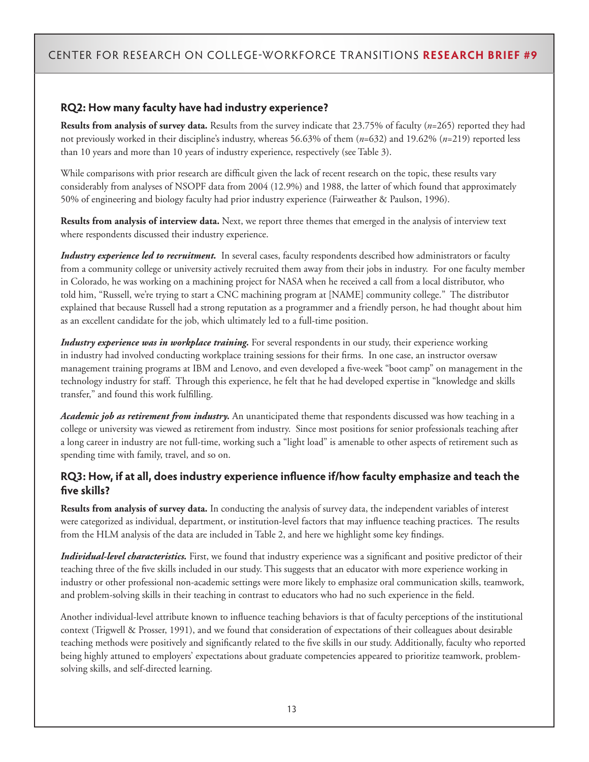## RQ2: How many faculty have had industry experience?

**Results from analysis of survey data.** Results from the survey indicate that 23.75% of faculty (*n*=265) reported they had not previously worked in their discipline's industry, whereas 56.63% of them (*n*=632) and 19.62% (*n*=219) reported less than 10 years and more than 10 years of industry experience, respectively (see Table 3).

While comparisons with prior research are difficult given the lack of recent research on the topic, these results vary considerably from analyses of NSOPF data from 2004 (12.9%) and 1988, the latter of which found that approximately 50% of engineering and biology faculty had prior industry experience (Fairweather & Paulson, 1996).

**Results from analysis of interview data.** Next, we report three themes that emerged in the analysis of interview text where respondents discussed their industry experience.

***Industry experience led to recruitment.*** In several cases, faculty respondents described how administrators or faculty from a community college or university actively recruited them away from their jobs in industry. For one faculty member in Colorado, he was working on a machining project for NASA when he received a call from a local distributor, who told him, "Russell, we're trying to start a CNC machining program at [NAME] community college." The distributor explained that because Russell had a strong reputation as a programmer and a friendly person, he had thought about him as an excellent candidate for the job, which ultimately led to a full-time position.

***Industry experience was in workplace training.*** For several respondents in our study, their experience working in industry had involved conducting workplace training sessions for their firms. In one case, an instructor oversaw management training programs at IBM and Lenovo, and even developed a five-week "boot camp" on management in the technology industry for staff. Through this experience, he felt that he had developed expertise in "knowledge and skills transfer," and found this work fulfilling.

***Academic job as retirement from industry.*** An unanticipated theme that respondents discussed was how teaching in a college or university was viewed as retirement from industry. Since most positions for senior professionals teaching after a long career in industry are not full-time, working such a "light load" is amenable to other aspects of retirement such as spending time with family, travel, and so on.

## RQ3: How, if at all, does industry experience influence if/how faculty emphasize and teach the five skills?

**Results from analysis of survey data.** In conducting the analysis of survey data, the independent variables of interest were categorized as individual, department, or institution-level factors that may influence teaching practices. The results from the HLM analysis of the data are included in Table 2, and here we highlight some key findings.

***Individual-level characteristics.*** First, we found that industry experience was a significant and positive predictor of their teaching three of the five skills included in our study. This suggests that an educator with more experience working in industry or other professional non-academic settings were more likely to emphasize oral communication skills, teamwork, and problem-solving skills in their teaching in contrast to educators who had no such experience in the field.

Another individual-level attribute known to influence teaching behaviors is that of faculty perceptions of the institutional context (Trigwell & Prosser, 1991), and we found that consideration of expectations of their colleagues about desirable teaching methods were positively and significantly related to the five skills in our study. Additionally, faculty who reported being highly attuned to employers' expectations about graduate competencies appeared to prioritize teamwork, problem-solving skills, and self-directed learning.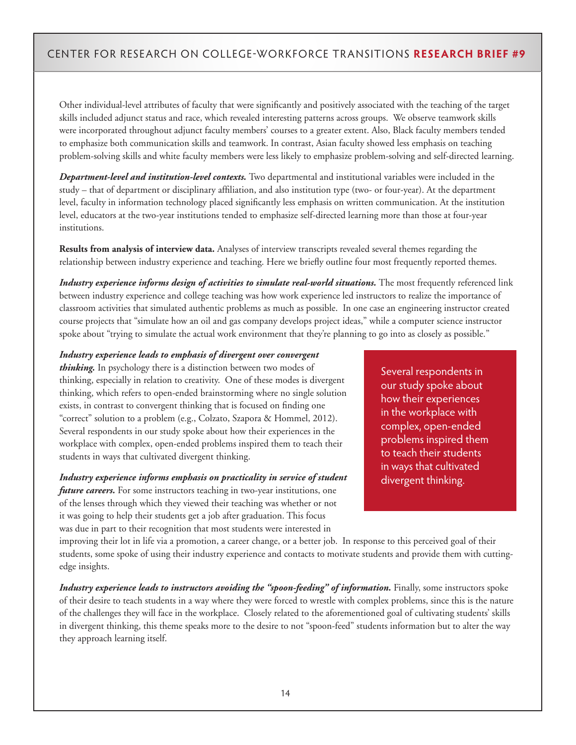Other individual-level attributes of faculty that were significantly and positively associated with the teaching of the target skills included adjunct status and race, which revealed interesting patterns across groups. We observe teamwork skills were incorporated throughout adjunct faculty members' courses to a greater extent. Also, Black faculty members tended to emphasize both communication skills and teamwork. In contrast, Asian faculty showed less emphasis on teaching problem-solving skills and white faculty members were less likely to emphasize problem-solving and self-directed learning.

***Department-level and institution-level contexts.*** Two departmental and institutional variables were included in the study – that of department or disciplinary affiliation, and also institution type (two- or four-year). At the department level, faculty in information technology placed significantly less emphasis on written communication. At the institution level, educators at the two-year institutions tended to emphasize self-directed learning more than those at four-year institutions.

**Results from analysis of interview data.** Analyses of interview transcripts revealed several themes regarding the relationship between industry experience and teaching. Here we briefly outline four most frequently reported themes.

***Industry experience informs design of activities to simulate real-world situations.*** The most frequently referenced link between industry experience and college teaching was how work experience led instructors to realize the importance of classroom activities that simulated authentic problems as much as possible. In one case an engineering instructor created course projects that "simulate how an oil and gas company develops project ideas," while a computer science instructor spoke about "trying to simulate the actual work environment that they're planning to go into as closely as possible."

***Industry experience leads to emphasis of divergent over convergent thinking.*** In psychology there is a distinction between two modes of thinking, especially in relation to creativity. One of these modes is divergent thinking, which refers to open-ended brainstorming where no single solution exists, in contrast to convergent thinking that is focused on finding one "correct" solution to a problem (e.g., Colzato, Szapora & Hommel, 2012). Several respondents in our study spoke about how their experiences in the workplace with complex, open-ended problems inspired them to teach their students in ways that cultivated divergent thinking.

> Several respondents in our study spoke about how their experiences in the workplace with complex, open-ended problems inspired them to teach their students in ways that cultivated divergent thinking.

***Industry experience informs emphasis on practicality in service of student future careers.*** For some instructors teaching in two-year institutions, one of the lenses through which they viewed their teaching was whether or not it was going to help their students get a job after graduation. This focus was due in part to their recognition that most students were interested in improving their lot in life via a promotion, a career change, or a better job. In response to this perceived goal of their students, some spoke of using their industry experience and contacts to motivate students and provide them with cutting-edge insights.

***Industry experience leads to instructors avoiding the "spoon-feeding" of information.*** Finally, some instructors spoke of their desire to teach students in a way where they were forced to wrestle with complex problems, since this is the nature of the challenges they will face in the workplace. Closely related to the aforementioned goal of cultivating students' skills in divergent thinking, this theme speaks more to the desire to not "spoon-feed" students information but to alter the way they approach learning itself.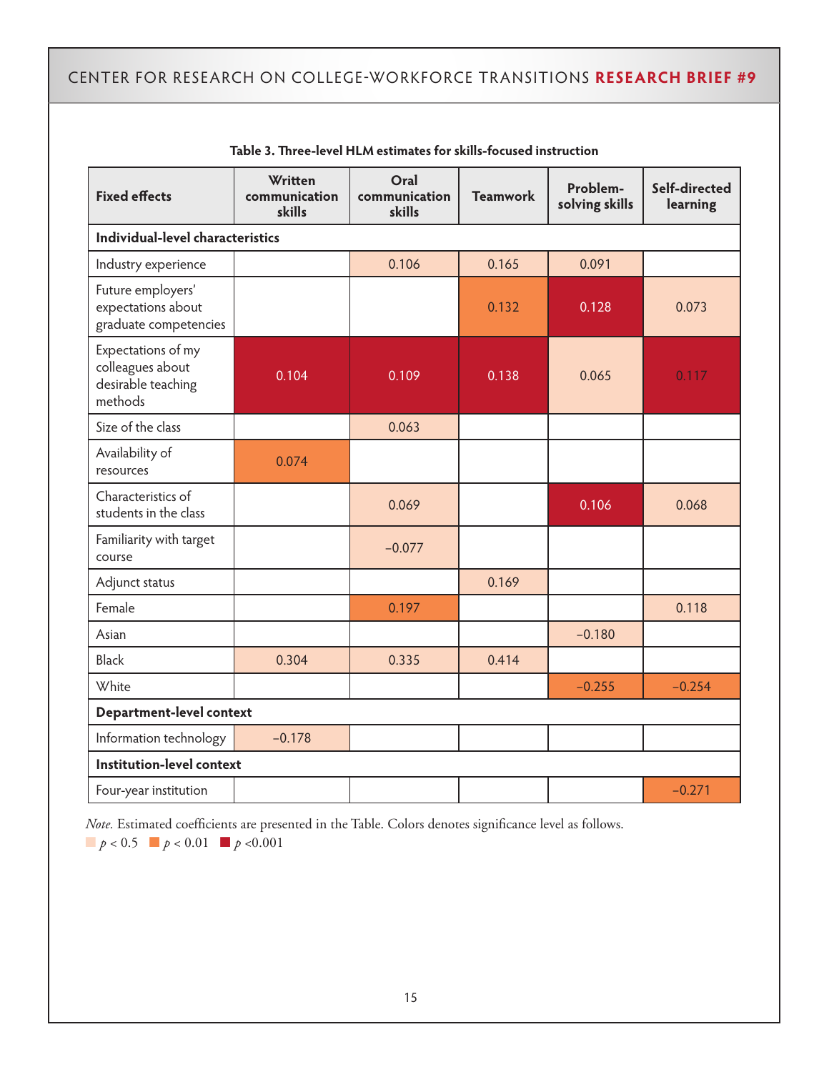**Table 3. Three-level HLM estimates for skills-focused instruction**

| Fixed effects | Written communication skills | Oral communication skills | Teamwork | Problem-solving skills | Self-directed learning |
|---|---|---|---|---|---|
| **Individual-level characteristics** | | | | | |
| Industry experience | | 0.106 | 0.165 | 0.091 | |
| Future employers' expectations about graduate competencies | | | 0.132 | 0.128 | 0.073 |
| Expectations of my colleagues about desirable teaching methods | 0.104 | 0.109 | 0.138 | 0.065 | 0.117 |
| Size of the class | | 0.063 | | | |
| Availability of resources | 0.074 | | | | |
| Characteristics of students in the class | | 0.069 | | 0.106 | 0.068 |
| Familiarity with target course | | −0.077 | | | |
| Adjunct status | | | 0.169 | | |
| Female | | 0.197 | | | 0.118 |
| Asian | | | | −0.180 | |
| Black | 0.304 | 0.335 | 0.414 | | |
| White | | | | −0.255 | −0.254 |
| **Department-level context** | | | | | |
| Information technology | −0.178 | | | | |
| **Institution-level context** | | | | | |
| Four-year institution | | | | | −0.271 |

*Note.* Estimated coefficients are presented in the Table. Colors denotes significance level as follows.
$p < 0.5$ $p < 0.01$ $p < 0.001$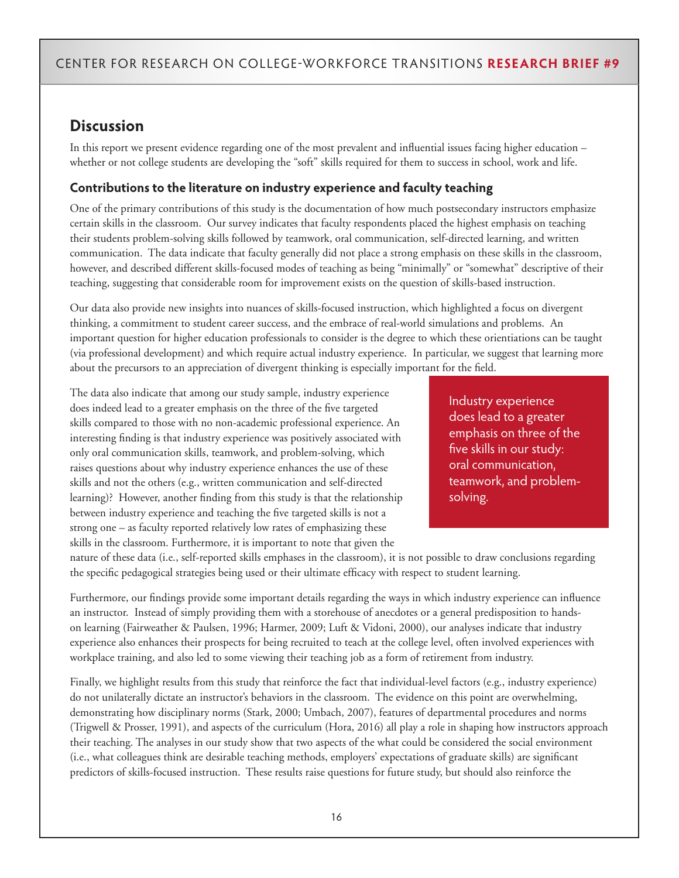## Discussion

In this report we present evidence regarding one of the most prevalent and influential issues facing higher education – whether or not college students are developing the "soft" skills required for them to success in school, work and life.

### Contributions to the literature on industry experience and faculty teaching

One of the primary contributions of this study is the documentation of how much postsecondary instructors emphasize certain skills in the classroom. Our survey indicates that faculty respondents placed the highest emphasis on teaching their students problem-solving skills followed by teamwork, oral communication, self-directed learning, and written communication. The data indicate that faculty generally did not place a strong emphasis on these skills in the classroom, however, and described different skills-focused modes of teaching as being "minimally" or "somewhat" descriptive of their teaching, suggesting that considerable room for improvement exists on the question of skills-based instruction.

Our data also provide new insights into nuances of skills-focused instruction, which highlighted a focus on divergent thinking, a commitment to student career success, and the embrace of real-world simulations and problems. An important question for higher education professionals to consider is the degree to which these orientations can be taught (via professional development) and which require actual industry experience. In particular, we suggest that learning more about the precursors to an appreciation of divergent thinking is especially important for the field.

The data also indicate that among our study sample, industry experience does indeed lead to a greater emphasis on the three of the five targeted skills compared to those with no non-academic professional experience. An interesting finding is that industry experience was positively associated with only oral communication skills, teamwork, and problem-solving, which raises questions about why industry experience enhances the use of these skills and not the others (e.g., written communication and self-directed learning)? However, another finding from this study is that the relationship between industry experience and teaching the five targeted skills is not a strong one – as faculty reported relatively low rates of emphasizing these skills in the classroom. Furthermore, it is important to note that given the nature of these data (i.e., self-reported skills emphases in the classroom), it is not possible to draw conclusions regarding the specific pedagogical strategies being used or their ultimate efficacy with respect to student learning.

> Industry experience does lead to a greater emphasis on three of the five skills in our study: oral communication, teamwork, and problem-solving.

Furthermore, our findings provide some important details regarding the ways in which industry experience can influence an instructor. Instead of simply providing them with a storehouse of anecdotes or a general predisposition to hands-on learning (Fairweather & Paulsen, 1996; Harmer, 2009; Luft & Vidoni, 2000), our analyses indicate that industry experience also enhances their prospects for being recruited to teach at the college level, often involved experiences with workplace training, and also led to some viewing their teaching job as a form of retirement from industry.

Finally, we highlight results from this study that reinforce the fact that individual-level factors (e.g., industry experience) do not unilaterally dictate an instructor's behaviors in the classroom. The evidence on this point are overwhelming, demonstrating how disciplinary norms (Stark, 2000; Umbach, 2007), features of departmental procedures and norms (Trigwell & Prosser, 1991), and aspects of the curriculum (Hora, 2016) all play a role in shaping how instructors approach their teaching. The analyses in our study show that two aspects of the what could be considered the social environment (i.e., what colleagues think are desirable teaching methods, employers' expectations of graduate skills) are significant predictors of skills-focused instruction. These results raise questions for future study, but should also reinforce the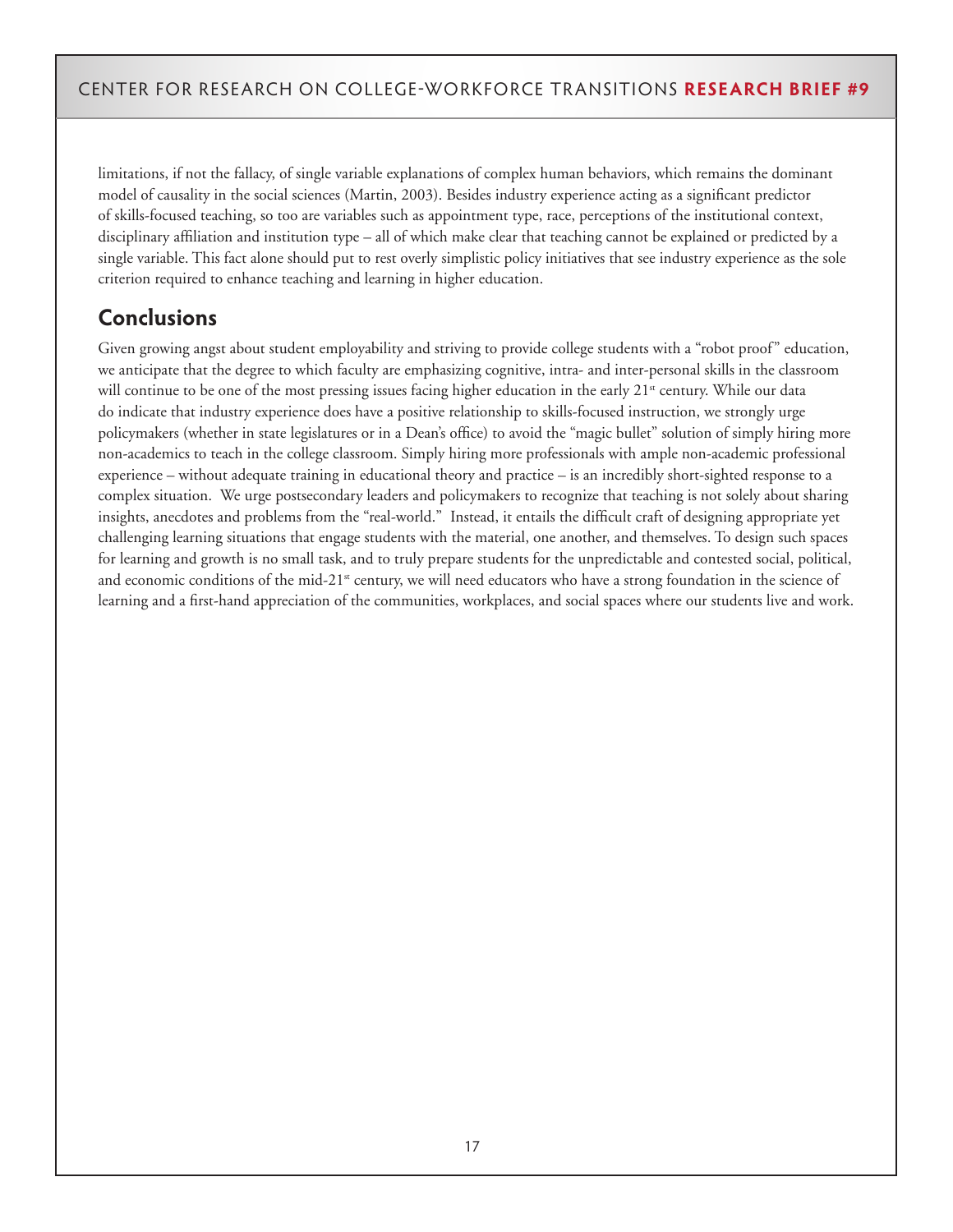limitations, if not the fallacy, of single variable explanations of complex human behaviors, which remains the dominant model of causality in the social sciences (Martin, 2003). Besides industry experience acting as a significant predictor of skills-focused teaching, so too are variables such as appointment type, race, perceptions of the institutional context, disciplinary affiliation and institution type – all of which make clear that teaching cannot be explained or predicted by a single variable. This fact alone should put to rest overly simplistic policy initiatives that see industry experience as the sole criterion required to enhance teaching and learning in higher education.

## Conclusions

Given growing angst about student employability and striving to provide college students with a "robot proof" education, we anticipate that the degree to which faculty are emphasizing cognitive, intra- and inter-personal skills in the classroom will continue to be one of the most pressing issues facing higher education in the early 21st century. While our data do indicate that industry experience does have a positive relationship to skills-focused instruction, we strongly urge policymakers (whether in state legislatures or in a Dean's office) to avoid the "magic bullet" solution of simply hiring more non-academics to teach in the college classroom. Simply hiring more professionals with ample non-academic professional experience – without adequate training in educational theory and practice – is an incredibly short-sighted response to a complex situation. We urge postsecondary leaders and policymakers to recognize that teaching is not solely about sharing insights, anecdotes and problems from the "real-world." Instead, it entails the difficult craft of designing appropriate yet challenging learning situations that engage students with the material, one another, and themselves. To design such spaces for learning and growth is no small task, and to truly prepare students for the unpredictable and contested social, political, and economic conditions of the mid-21st century, we will need educators who have a strong foundation in the science of learning and a first-hand appreciation of the communities, workplaces, and social spaces where our students live and work.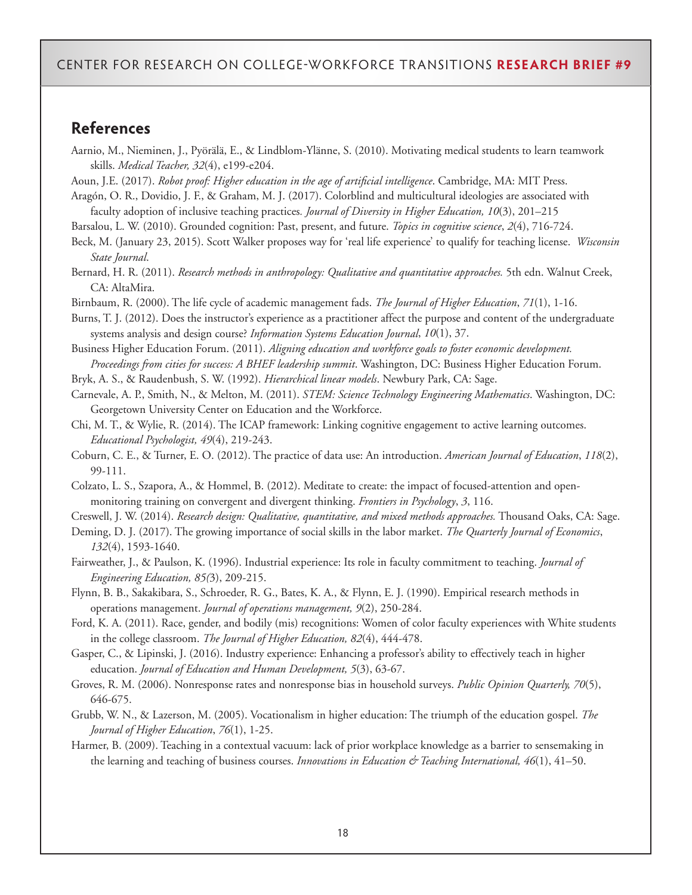## References

Aarnio, M., Nieminen, J., Pyörälä, E., & Lindblom-Ylänne, S. (2010). Motivating medical students to learn teamwork skills. *Medical Teacher, 32*(4), e199-e204.

Aoun, J.E. (2017). *Robot proof: Higher education in the age of artificial intelligence*. Cambridge, MA: MIT Press.

Aragón, O. R., Dovidio, J. F., & Graham, M. J. (2017). Colorblind and multicultural ideologies are associated with faculty adoption of inclusive teaching practices. *Journal of Diversity in Higher Education, 10*(3), 201–215

Barsalou, L. W. (2010). Grounded cognition: Past, present, and future. *Topics in cognitive science*, *2*(4), 716-724.

Beck, M. (January 23, 2015). Scott Walker proposes way for 'real life experience' to qualify for teaching license. *Wisconsin State Journal*.

Bernard, H. R. (2011). *Research methods in anthropology: Qualitative and quantitative approaches.* 5th edn. Walnut Creek, CA: AltaMira.

Birnbaum, R. (2000). The life cycle of academic management fads. *The Journal of Higher Education*, *71*(1), 1-16.

Burns, T. J. (2012). Does the instructor's experience as a practitioner affect the purpose and content of the undergraduate systems analysis and design course? *Information Systems Education Journal*, *10*(1), 37.

Business Higher Education Forum. (2011). *Aligning education and workforce goals to foster economic development. Proceedings from cities for success: A BHEF leadership summit*. Washington, DC: Business Higher Education Forum.

Bryk, A. S., & Raudenbush, S. W. (1992). *Hierarchical linear models*. Newbury Park, CA: Sage.

Carnevale, A. P., Smith, N., & Melton, M. (2011). *STEM: Science Technology Engineering Mathematics*. Washington, DC: Georgetown University Center on Education and the Workforce.

Chi, M. T., & Wylie, R. (2014). The ICAP framework: Linking cognitive engagement to active learning outcomes. *Educational Psychologist, 49*(4), 219-243.

Coburn, C. E., & Turner, E. O. (2012). The practice of data use: An introduction. *American Journal of Education*, *118*(2), 99-111.

Colzato, L. S., Szapora, A., & Hommel, B. (2012). Meditate to create: the impact of focused-attention and open-monitoring training on convergent and divergent thinking. *Frontiers in Psychology*, *3*, 116.

Creswell, J. W. (2014). *Research design: Qualitative, quantitative, and mixed methods approaches.* Thousand Oaks, CA: Sage.

Deming, D. J. (2017). The growing importance of social skills in the labor market. *The Quarterly Journal of Economics*, *132*(4), 1593-1640.

Fairweather, J., & Paulson, K. (1996). Industrial experience: Its role in faculty commitment to teaching. *Journal of Engineering Education, 85(*3), 209-215.

Flynn, B. B., Sakakibara, S., Schroeder, R. G., Bates, K. A., & Flynn, E. J. (1990). Empirical research methods in operations management. *Journal of operations management, 9*(2), 250-284.

Ford, K. A. (2011). Race, gender, and bodily (mis) recognitions: Women of color faculty experiences with White students in the college classroom. *The Journal of Higher Education, 82*(4), 444-478.

Gasper, C., & Lipinski, J. (2016). Industry experience: Enhancing a professor's ability to effectively teach in higher education. *Journal of Education and Human Development, 5*(3), 63-67.

Groves, R. M. (2006). Nonresponse rates and nonresponse bias in household surveys. *Public Opinion Quarterly, 70*(5), 646-675.

Grubb, W. N., & Lazerson, M. (2005). Vocationalism in higher education: The triumph of the education gospel. *The Journal of Higher Education*, *76*(1), 1-25.

Harmer, B. (2009). Teaching in a contextual vacuum: lack of prior workplace knowledge as a barrier to sensemaking in the learning and teaching of business courses. *Innovations in Education & Teaching International, 46*(1), 41–50.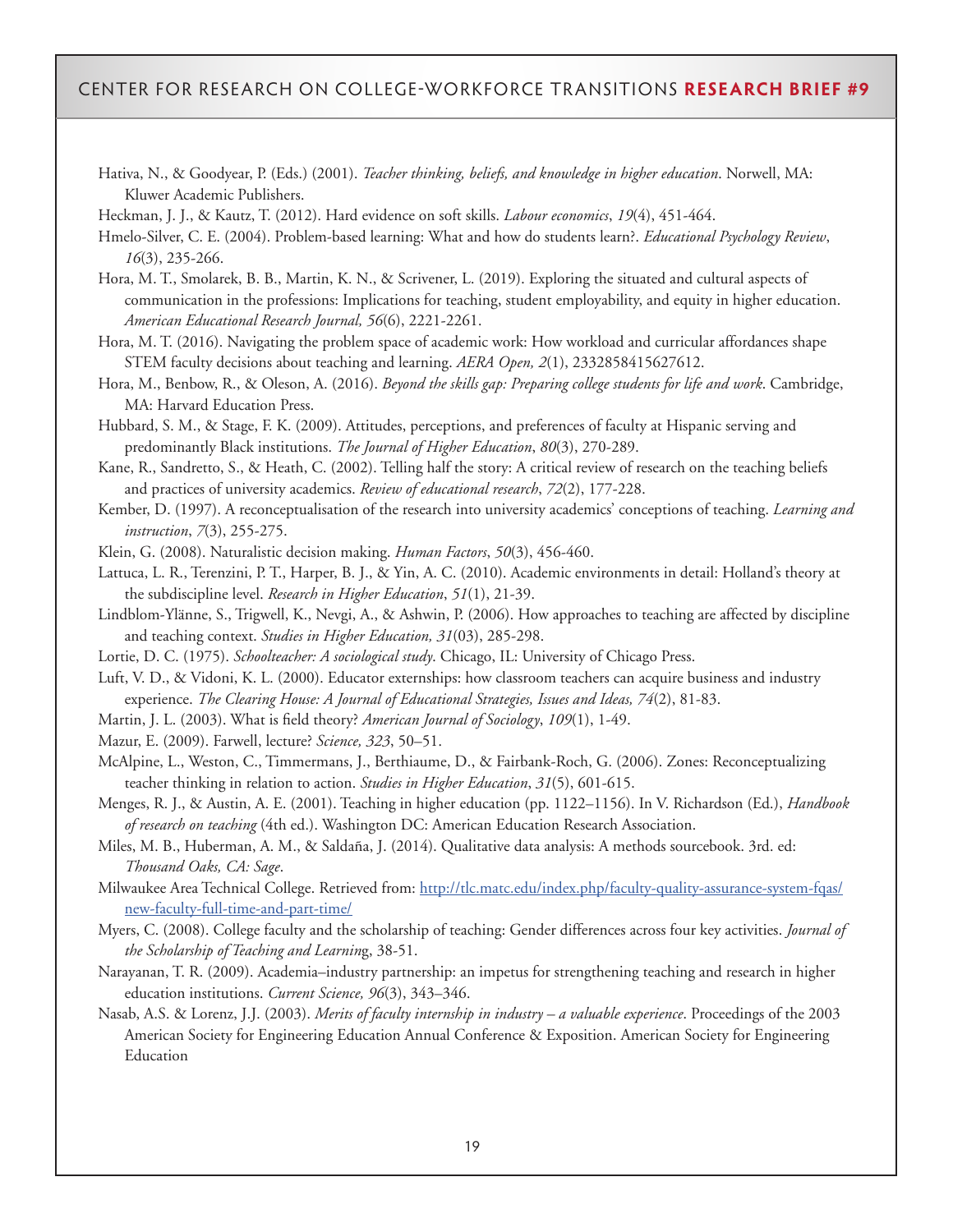Hativa, N., & Goodyear, P. (Eds.) (2001). *Teacher thinking, beliefs, and knowledge in higher education*. Norwell, MA: Kluwer Academic Publishers.

Heckman, J. J., & Kautz, T. (2012). Hard evidence on soft skills. *Labour economics*, *19*(4), 451-464.

Hmelo-Silver, C. E. (2004). Problem-based learning: What and how do students learn?. *Educational Psychology Review*, *16*(3), 235-266.

Hora, M. T., Smolarek, B. B., Martin, K. N., & Scrivener, L. (2019). Exploring the situated and cultural aspects of communication in the professions: Implications for teaching, student employability, and equity in higher education. *American Educational Research Journal, 56*(6), 2221-2261.

Hora, M. T. (2016). Navigating the problem space of academic work: How workload and curricular affordances shape STEM faculty decisions about teaching and learning. *AERA Open, 2*(1), 2332858415627612.

Hora, M., Benbow, R., & Oleson, A. (2016). *Beyond the skills gap: Preparing college students for life and work*. Cambridge, MA: Harvard Education Press.

Hubbard, S. M., & Stage, F. K. (2009). Attitudes, perceptions, and preferences of faculty at Hispanic serving and predominantly Black institutions. *The Journal of Higher Education*, *80*(3), 270-289.

Kane, R., Sandretto, S., & Heath, C. (2002). Telling half the story: A critical review of research on the teaching beliefs and practices of university academics. *Review of educational research*, *72*(2), 177-228.

Kember, D. (1997). A reconceptualisation of the research into university academics' conceptions of teaching. *Learning and instruction*, *7*(3), 255-275.

Klein, G. (2008). Naturalistic decision making. *Human Factors*, *50*(3), 456-460.

Lattuca, L. R., Terenzini, P. T., Harper, B. J., & Yin, A. C. (2010). Academic environments in detail: Holland's theory at the subdiscipline level. *Research in Higher Education*, *51*(1), 21-39.

Lindblom-Ylänne, S., Trigwell, K., Nevgi, A., & Ashwin, P. (2006). How approaches to teaching are affected by discipline and teaching context. *Studies in Higher Education, 31*(03), 285-298.

Lortie, D. C. (1975). *Schoolteacher: A sociological study.* Chicago, IL: University of Chicago Press.

Luft, V. D., & Vidoni, K. L. (2000). Educator externships: how classroom teachers can acquire business and industry experience. *The Clearing House: A Journal of Educational Strategies, Issues and Ideas, 74*(2), 81-83.

Martin, J. L. (2003). What is field theory? *American Journal of Sociology*, *109*(1), 1-49.

Mazur, E. (2009). Farwell, lecture? *Science, 323*, 50–51.

McAlpine, L., Weston, C., Timmermans, J., Berthiaume, D., & Fairbank-Roch, G. (2006). Zones: Reconceptualizing teacher thinking in relation to action. *Studies in Higher Education*, *31*(5), 601-615.

Menges, R. J., & Austin, A. E. (2001). Teaching in higher education (pp. 1122–1156). In V. Richardson (Ed.), *Handbook of research on teaching* (4th ed.). Washington DC: American Education Research Association.

Miles, M. B., Huberman, A. M., & Saldaña, J. (2014). Qualitative data analysis: A methods sourcebook. 3rd. ed: *Thousand Oaks, CA: Sage*.

Milwaukee Area Technical College. Retrieved from: [http://tlc.matc.edu/index.php/faculty-quality-assurance-system-fqas/new-faculty-full-time-and-part-time/](http://tlc.matc.edu/index.php/faculty-quality-assurance-system-fqas/new-faculty-full-time-and-part-time/)

Myers, C. (2008). College faculty and the scholarship of teaching: Gender differences across four key activities. *Journal of the Scholarship of Teaching and Learnin*g, 38-51.

Narayanan, T. R. (2009). Academia–industry partnership: an impetus for strengthening teaching and research in higher education institutions. *Current Science, 96*(3), 343–346.

Nasab, A.S. & Lorenz, J.J. (2003). *Merits of faculty internship in industry – a valuable experience*. Proceedings of the 2003 American Society for Engineering Education Annual Conference & Exposition. American Society for Engineering Education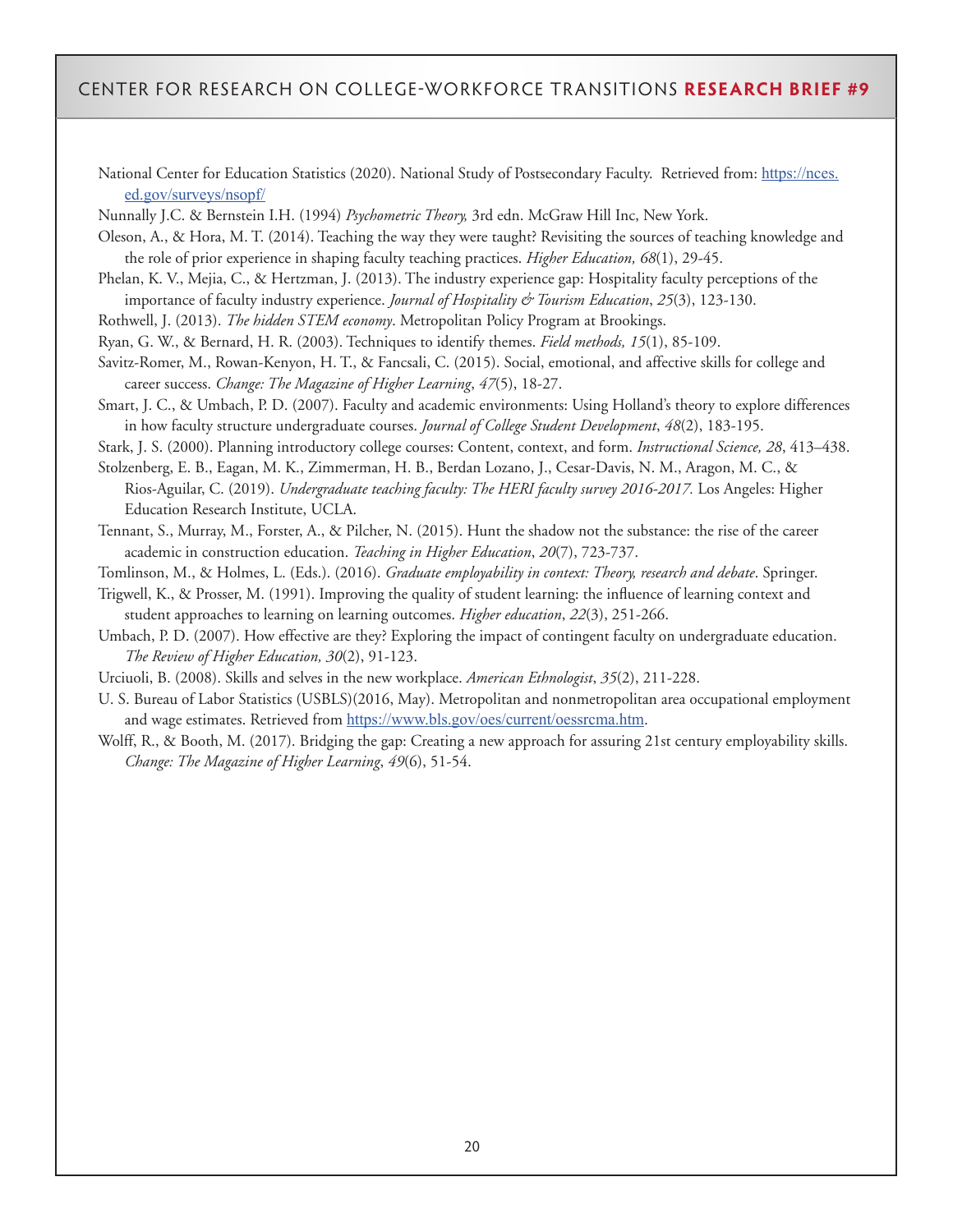National Center for Education Statistics (2020). National Study of Postsecondary Faculty. Retrieved from: https://nces.ed.gov/surveys/nsopf/

Nunnally J.C. & Bernstein I.H. (1994) *Psychometric Theory,* 3rd edn. McGraw Hill Inc, New York.

Oleson, A., & Hora, M. T. (2014). Teaching the way they were taught? Revisiting the sources of teaching knowledge and the role of prior experience in shaping faculty teaching practices. *Higher Education, 68*(1), 29-45.

Phelan, K. V., Mejia, C., & Hertzman, J. (2013). The industry experience gap: Hospitality faculty perceptions of the importance of faculty industry experience. *Journal of Hospitality & Tourism Education*, *25*(3), 123-130.

Rothwell, J. (2013). *The hidden STEM economy*. Metropolitan Policy Program at Brookings.

Ryan, G. W., & Bernard, H. R. (2003). Techniques to identify themes. *Field methods, 15*(1), 85-109.

Savitz-Romer, M., Rowan-Kenyon, H. T., & Fancsali, C. (2015). Social, emotional, and affective skills for college and career success. *Change: The Magazine of Higher Learning*, *47*(5), 18-27.

Smart, J. C., & Umbach, P. D. (2007). Faculty and academic environments: Using Holland's theory to explore differences in how faculty structure undergraduate courses. *Journal of College Student Development*, *48*(2), 183-195.

Stark, J. S. (2000). Planning introductory college courses: Content, context, and form. *Instructional Science, 28*, 413–438.

Stolzenberg, E. B., Eagan, M. K., Zimmerman, H. B., Berdan Lozano, J., Cesar-Davis, N. M., Aragon, M. C., & Rios-Aguilar, C. (2019). *Undergraduate teaching faculty: The HERI faculty survey 2016-2017.* Los Angeles: Higher Education Research Institute, UCLA.

Tennant, S., Murray, M., Forster, A., & Pilcher, N. (2015). Hunt the shadow not the substance: the rise of the career academic in construction education. *Teaching in Higher Education*, *20*(7), 723-737.

Tomlinson, M., & Holmes, L. (Eds.). (2016). *Graduate employability in context: Theory, research and debate*. Springer.

Trigwell, K., & Prosser, M. (1991). Improving the quality of student learning: the influence of learning context and student approaches to learning on learning outcomes. *Higher education*, *22*(3), 251-266.

Umbach, P. D. (2007). How effective are they? Exploring the impact of contingent faculty on undergraduate education. *The Review of Higher Education, 30*(2), 91-123.

Urciuoli, B. (2008). Skills and selves in the new workplace. *American Ethnologist*, *35*(2), 211-228.

U. S. Bureau of Labor Statistics (USBLS)(2016, May). Metropolitan and nonmetropolitan area occupational employment and wage estimates. Retrieved from https://www.bls.gov/oes/current/oessrcma.htm.

Wolff, R., & Booth, M. (2017). Bridging the gap: Creating a new approach for assuring 21st century employability skills. *Change: The Magazine of Higher Learning*, *49*(6), 51-54.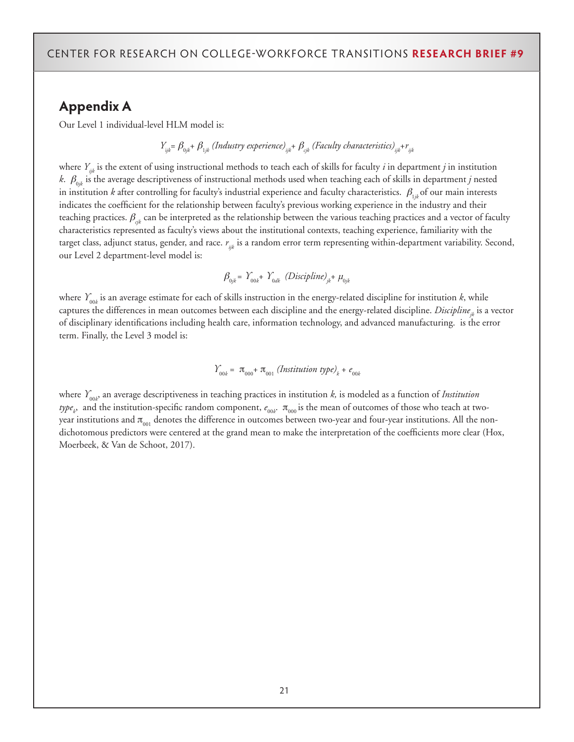## Appendix A

Our Level 1 individual-level HLM model is:

$$Y_{ijk} = \beta_{0jk} + \beta_{1jk}\,(Industry\ experience)_{ijk} + \beta_{cjk}\,(Faculty\ characteristics)_{ijk} + r_{ijk}$$

where $Y_{ijk}$ is the extent of using instructional methods to teach each of skills for faculty *i* in department *j* in institution *k*. $\beta_{0jk}$ is the average descriptiveness of instructional methods used when teaching each of skills in department *j* nested in institution *k* after controlling for faculty's industrial experience and faculty characteristics. $\beta_{1jk}$ of our main interests indicates the coefficient for the relationship between faculty's previous working experience in the industry and their teaching practices. $\beta_{cjk}$ can be interpreted as the relationship between the various teaching practices and a vector of faculty characteristics represented as faculty's views about the institutional contexts, teaching experience, familiarity with the target class, adjunct status, gender, and race. $r_{ijk}$ is a random error term representing within-department variability. Second, our Level 2 department-level model is:

$$\beta_{0jk} = \Upsilon_{00k} + \Upsilon_{0dk}\ (Discipline)_{jk} + \mu_{0jk}$$

where $\Upsilon_{00k}$ is an average estimate for each of skills instruction in the energy-related discipline for institution *k*, while captures the differences in mean outcomes between each discipline and the energy-related discipline. $Discipline_{jk}$ is a vector of disciplinary identifications including health care, information technology, and advanced manufacturing. is the error term. Finally, the Level 3 model is:

$$\Upsilon_{00k} = \pi_{000} + \pi_{001}\ (Institution\ type)_k + e_{00k}$$

where $\Upsilon_{00k}$, an average descriptiveness in teaching practices in institution *k,* is modeled as a function of $Institution\ type_k$, and the institution-specific random component, $e_{00k}$. $\pi_{000}$ is the mean of outcomes of those who teach at two-year institutions and $\pi_{001}$ denotes the difference in outcomes between two-year and four-year institutions. All the non-dichotomous predictors were centered at the grand mean to make the interpretation of the coefficients more clear (Hox, Moerbeek, & Van de Schoot, 2017).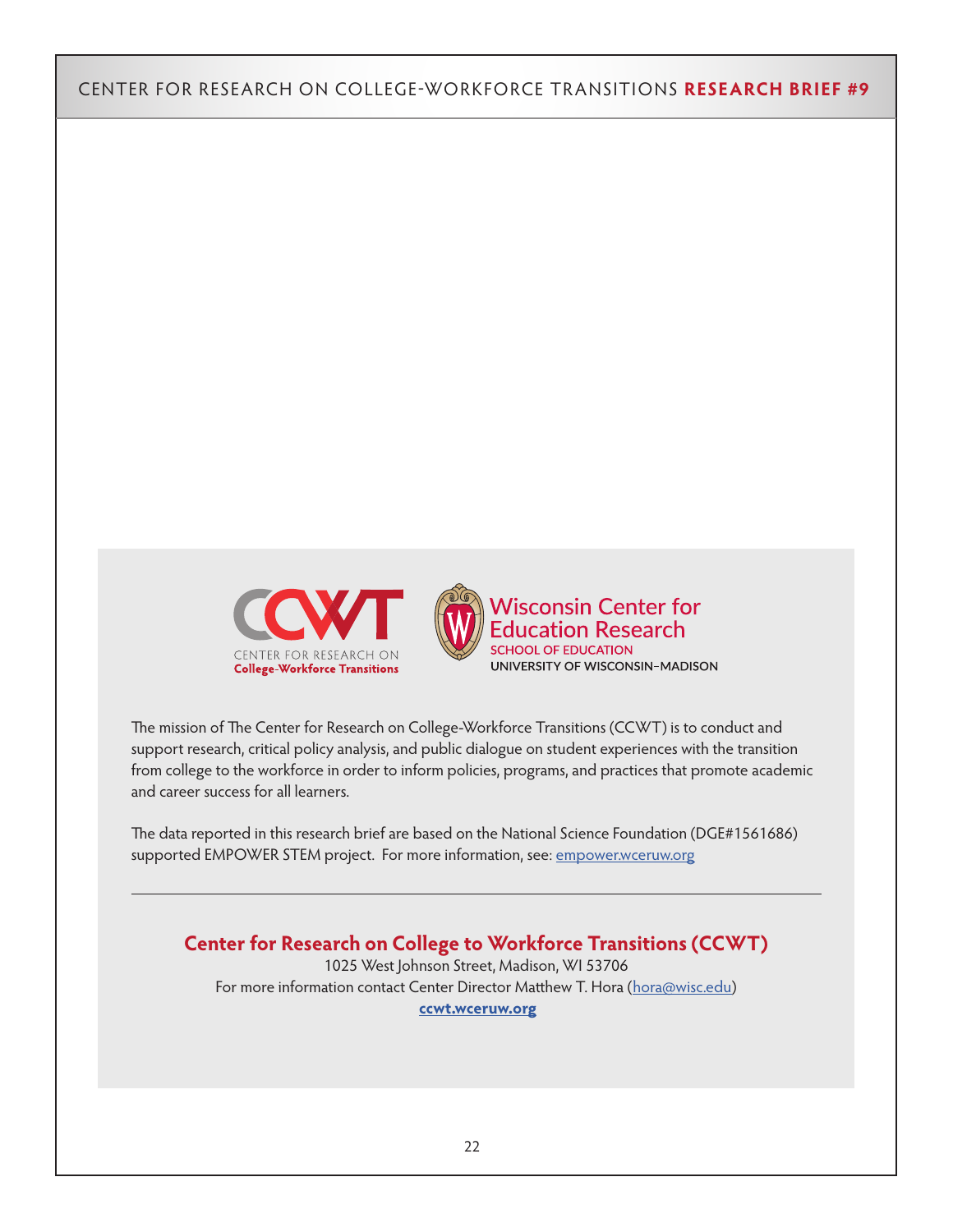CENTER FOR RESEARCH ON College-Workforce Transitions

Wisconsin Center for Education Research
SCHOOL OF EDUCATION
UNIVERSITY OF WISCONSIN–MADISON

The mission of The Center for Research on College-Workforce Transitions (CCWT) is to conduct and support research, critical policy analysis, and public dialogue on student experiences with the transition from college to the workforce in order to inform policies, programs, and practices that promote academic and career success for all learners.

The data reported in this research brief are based on the National Science Foundation (DGE#1561686) supported EMPOWER STEM project. For more information, see: empower.wceruw.org

---

**Center for Research on College to Workforce Transitions (CCWT)**

1025 West Johnson Street, Madison, WI 53706
For more information contact Center Director Matthew T. Hora (hora@wisc.edu)
**ccwt.wceruw.org**